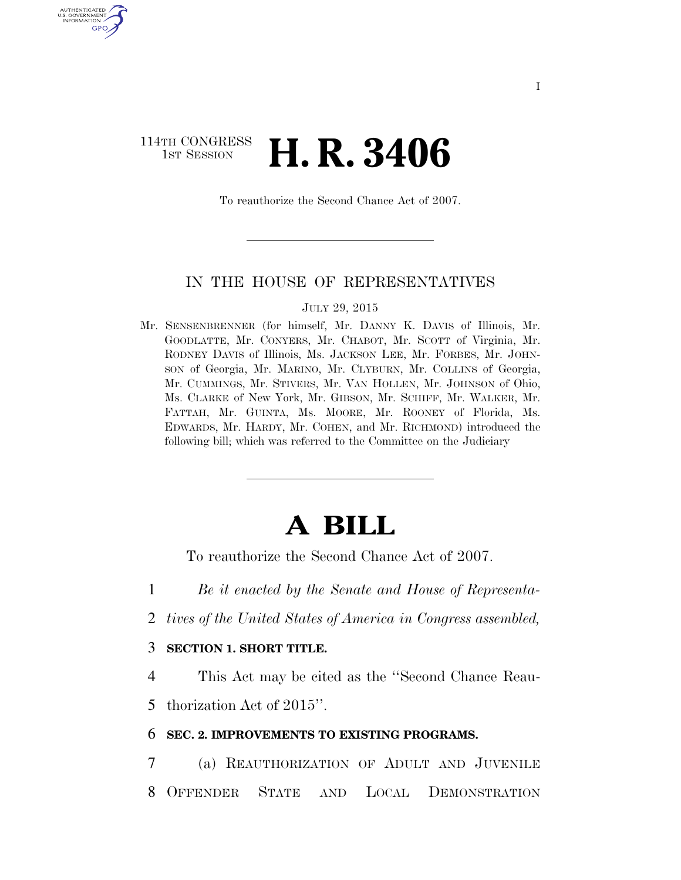I

114TH CONGRESS
1ST SESSION

# H. R. 3406

To reauthorize the Second Chance Act of 2007.

## IN THE HOUSE OF REPRESENTATIVES

JULY 29, 2015

Mr. SENSENBRENNER (for himself, Mr. DANNY K. DAVIS of Illinois, Mr. GOODLATTE, Mr. CONYERS, Mr. CHABOT, Mr. SCOTT of Virginia, Mr. RODNEY DAVIS of Illinois, Ms. JACKSON LEE, Mr. FORBES, Mr. JOHNSON of Georgia, Mr. MARINO, Mr. CLYBURN, Mr. COLLINS of Georgia, Mr. CUMMINGS, Mr. STIVERS, Mr. VAN HOLLEN, Mr. JOHNSON of Ohio, Ms. CLARKE of New York, Mr. GIBSON, Mr. SCHIFF, Mr. WALKER, Mr. FATTAH, Mr. GUINTA, Ms. MOORE, Mr. ROONEY of Florida, Ms. EDWARDS, Mr. HARDY, Mr. COHEN, and Mr. RICHMOND) introduced the following bill; which was referred to the Committee on the Judiciary

# A BILL

To reauthorize the Second Chance Act of 2007.

1 *Be it enacted by the Senate and House of Representa-*
2 *tives of the United States of America in Congress assembled,*

3 **SECTION 1. SHORT TITLE.**

4 This Act may be cited as the ''Second Chance Reau-
5 thorization Act of 2015''.

6 **SEC. 2. IMPROVEMENTS TO EXISTING PROGRAMS.**

7 (a) REAUTHORIZATION OF ADULT AND JUVENILE
8 OFFENDER STATE AND LOCAL DEMONSTRATION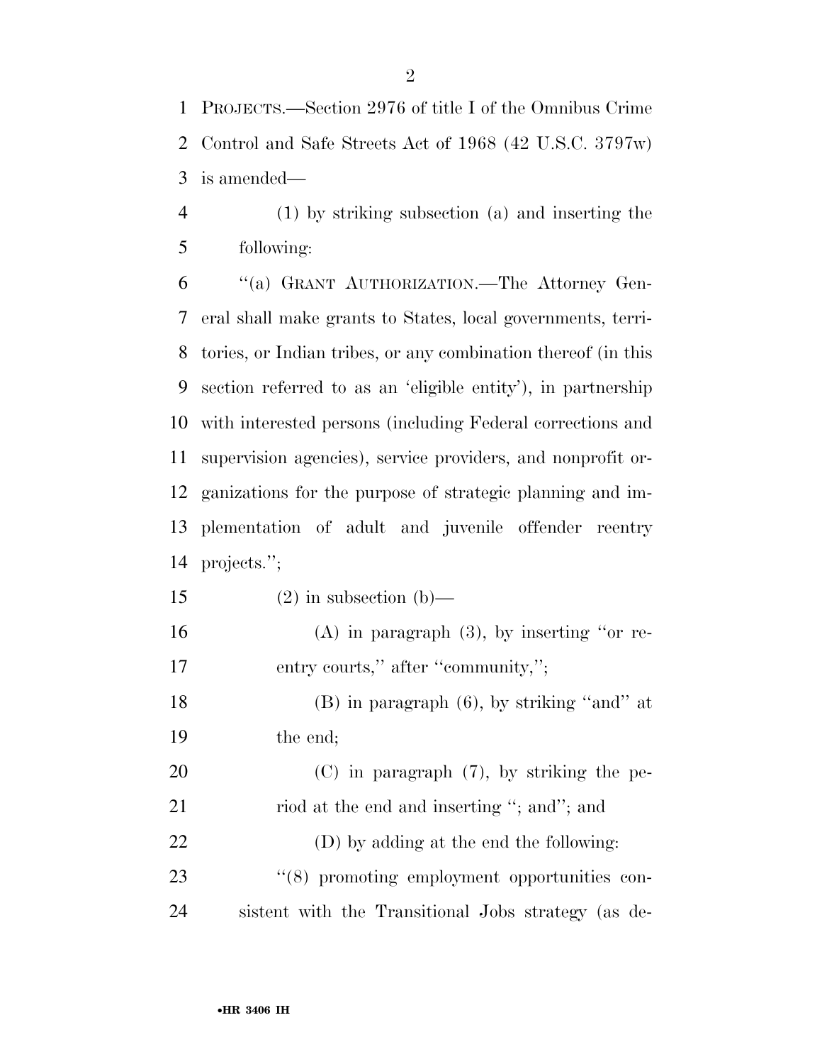PROJECTS.—Section 2976 of title I of the Omnibus Crime Control and Safe Streets Act of 1968 (42 U.S.C. 3797w) is amended—

(1) by striking subsection (a) and inserting the following:

''(a) GRANT AUTHORIZATION.—The Attorney General shall make grants to States, local governments, territories, or Indian tribes, or any combination thereof (in this section referred to as an 'eligible entity'), in partnership with interested persons (including Federal corrections and supervision agencies), service providers, and nonprofit organizations for the purpose of strategic planning and implementation of adult and juvenile offender reentry projects.'';

(2) in subsection (b)—

(A) in paragraph (3), by inserting ''or reentry courts,'' after ''community,'';

(B) in paragraph (6), by striking ''and'' at the end;

(C) in paragraph (7), by striking the period at the end and inserting ''; and''; and

(D) by adding at the end the following:

''(8) promoting employment opportunities consistent with the Transitional Jobs strategy (as de-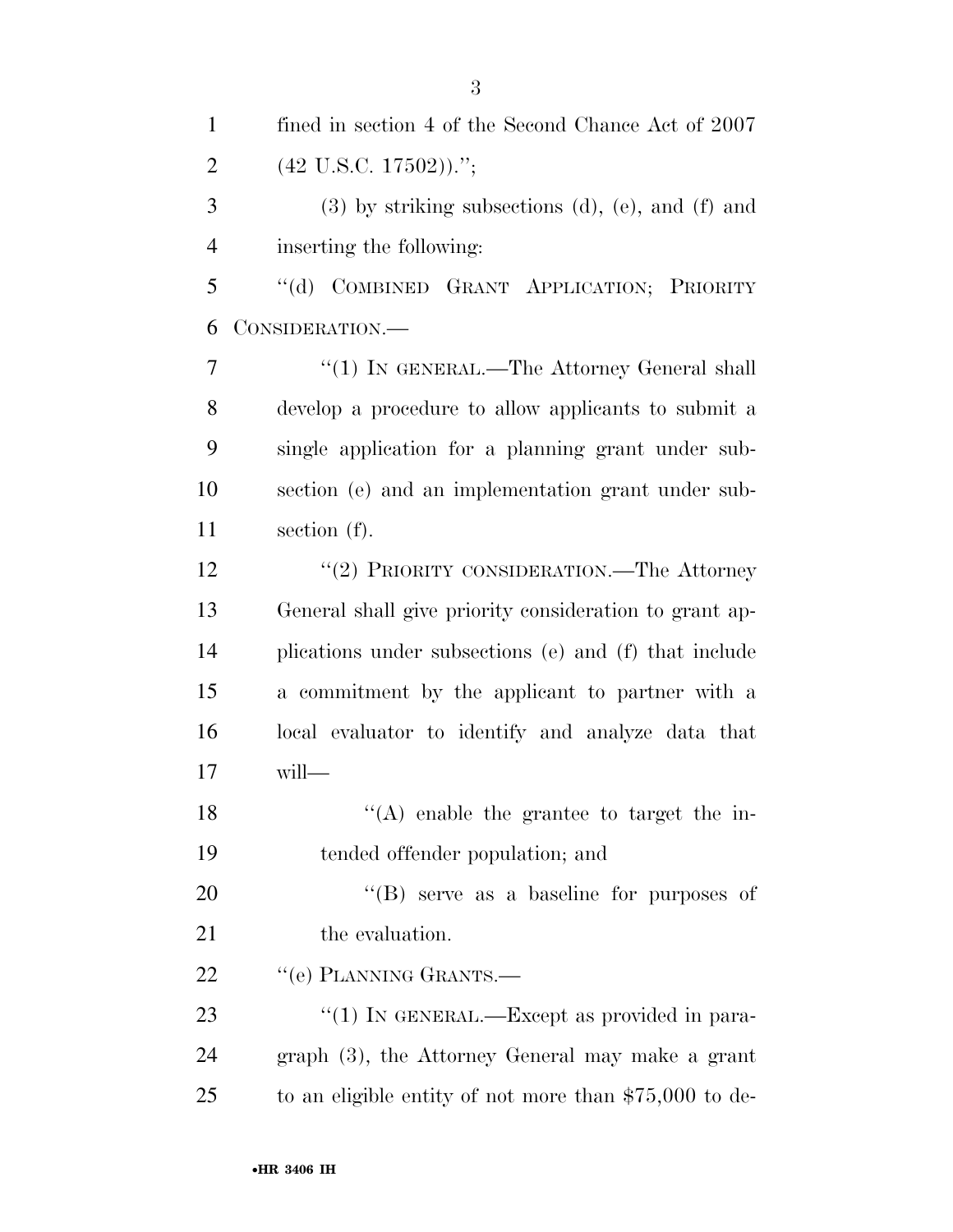fined in section 4 of the Second Chance Act of 2007 (42 U.S.C. 17502)).'';

(3) by striking subsections (d), (e), and (f) and inserting the following:

''(d) COMBINED GRANT APPLICATION; PRIORITY CONSIDERATION.—

''(1) IN GENERAL.—The Attorney General shall develop a procedure to allow applicants to submit a single application for a planning grant under subsection (e) and an implementation grant under subsection (f).

''(2) PRIORITY CONSIDERATION.—The Attorney General shall give priority consideration to grant applications under subsections (e) and (f) that include a commitment by the applicant to partner with a local evaluator to identify and analyze data that will—

''(A) enable the grantee to target the intended offender population; and

''(B) serve as a baseline for purposes of the evaluation.

''(e) PLANNING GRANTS.—

''(1) IN GENERAL.—Except as provided in paragraph (3), the Attorney General may make a grant to an eligible entity of not more than $75,000 to de-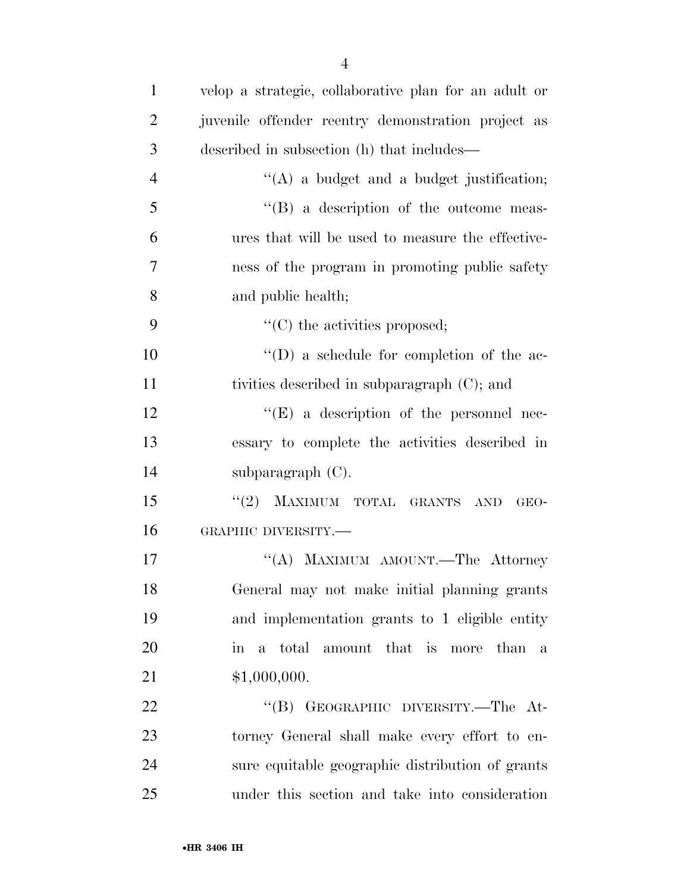velop a strategic, collaborative plan for an adult or juvenile offender reentry demonstration project as described in subsection (h) that includes—

''(A) a budget and a budget justification;

''(B) a description of the outcome measures that will be used to measure the effectiveness of the program in promoting public safety and public health;

''(C) the activities proposed;

''(D) a schedule for completion of the activities described in subparagraph (C); and

''(E) a description of the personnel necessary to complete the activities described in subparagraph (C).

''(2) MAXIMUM TOTAL GRANTS AND GEOGRAPHIC DIVERSITY.—

''(A) MAXIMUM AMOUNT.—The Attorney General may not make initial planning grants and implementation grants to 1 eligible entity in a total amount that is more than a $1,000,000.

''(B) GEOGRAPHIC DIVERSITY.—The Attorney General shall make every effort to ensure equitable geographic distribution of grants under this section and take into consideration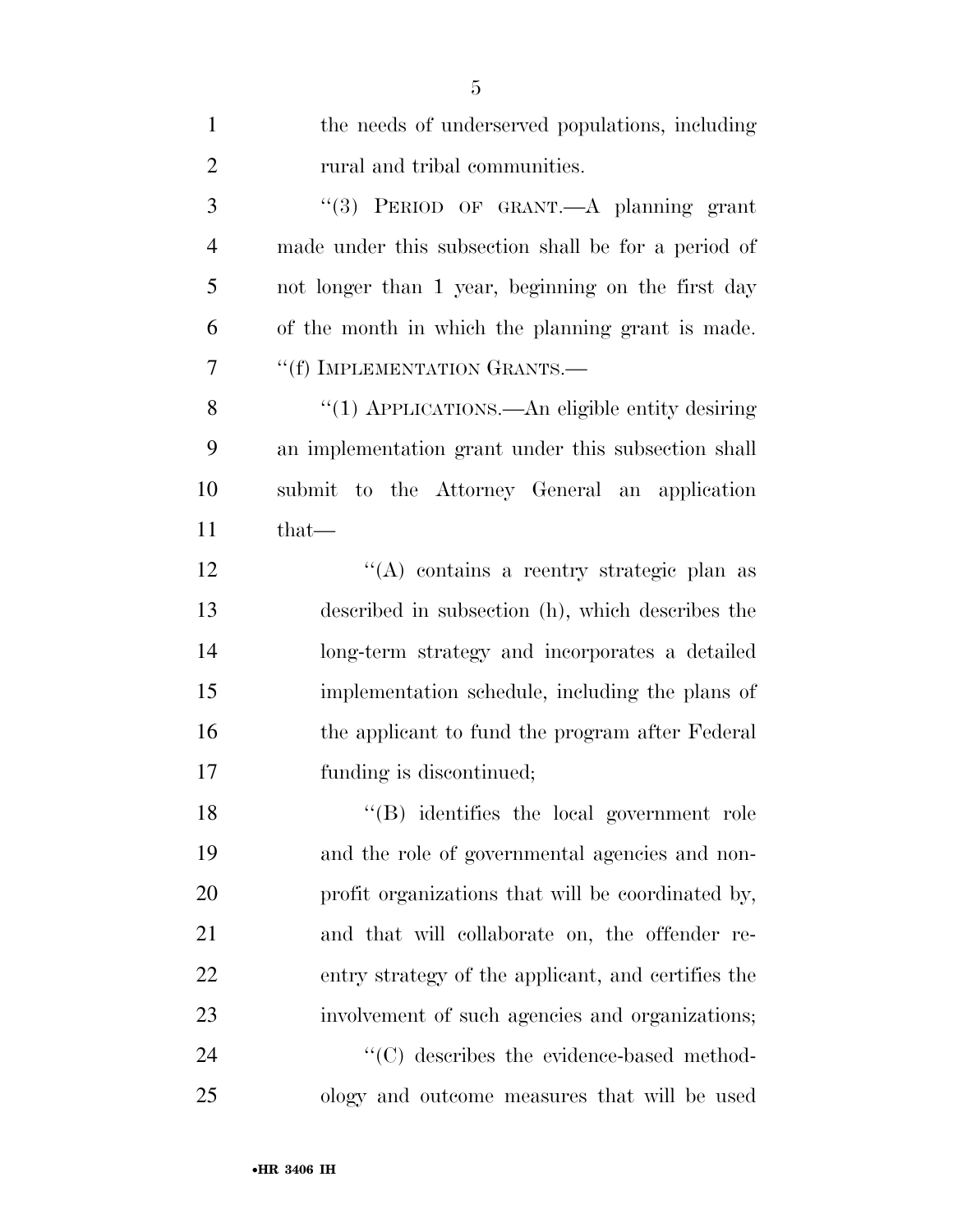the needs of underserved populations, including rural and tribal communities.

"(3) PERIOD OF GRANT.—A planning grant made under this subsection shall be for a period of not longer than 1 year, beginning on the first day of the month in which the planning grant is made.

"(f) IMPLEMENTATION GRANTS.—

"(1) APPLICATIONS.—An eligible entity desiring an implementation grant under this subsection shall submit to the Attorney General an application that—

"(A) contains a reentry strategic plan as described in subsection (h), which describes the long-term strategy and incorporates a detailed implementation schedule, including the plans of the applicant to fund the program after Federal funding is discontinued;

"(B) identifies the local government role and the role of governmental agencies and non-profit organizations that will be coordinated by, and that will collaborate on, the offender re-entry strategy of the applicant, and certifies the involvement of such agencies and organizations;

"(C) describes the evidence-based methodology and outcome measures that will be used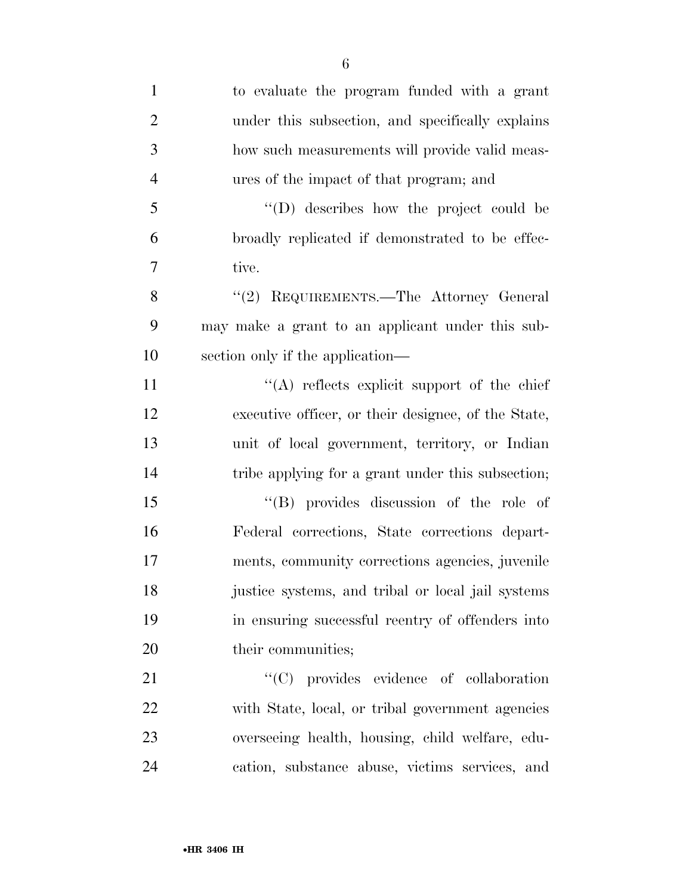to evaluate the program funded with a grant under this subsection, and specifically explains how such measurements will provide valid measures of the impact of that program; and

''(D) describes how the project could be broadly replicated if demonstrated to be effective.

''(2) REQUIREMENTS.—The Attorney General may make a grant to an applicant under this subsection only if the application—

''(A) reflects explicit support of the chief executive officer, or their designee, of the State, unit of local government, territory, or Indian tribe applying for a grant under this subsection;

''(B) provides discussion of the role of Federal corrections, State corrections departments, community corrections agencies, juvenile justice systems, and tribal or local jail systems in ensuring successful reentry of offenders into their communities;

''(C) provides evidence of collaboration with State, local, or tribal government agencies overseeing health, housing, child welfare, education, substance abuse, victims services, and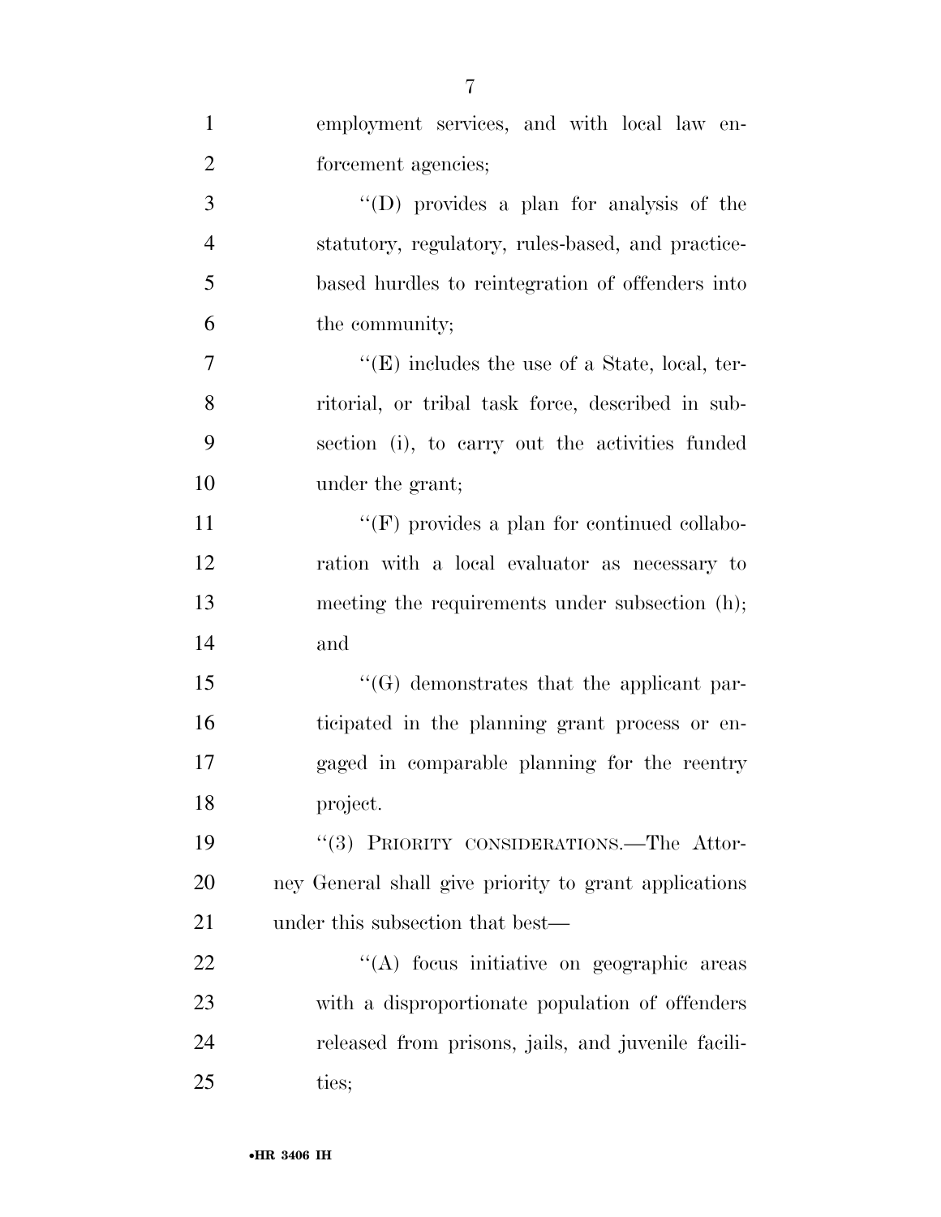employment services, and with local law enforcement agencies;

''(D) provides a plan for analysis of the statutory, regulatory, rules-based, and practice-based hurdles to reintegration of offenders into the community;

''(E) includes the use of a State, local, territorial, or tribal task force, described in subsection (i), to carry out the activities funded under the grant;

''(F) provides a plan for continued collaboration with a local evaluator as necessary to meeting the requirements under subsection (h); and

''(G) demonstrates that the applicant participated in the planning grant process or engaged in comparable planning for the reentry project.

''(3) PRIORITY CONSIDERATIONS.—The Attorney General shall give priority to grant applications under this subsection that best—

''(A) focus initiative on geographic areas with a disproportionate population of offenders released from prisons, jails, and juvenile facilities;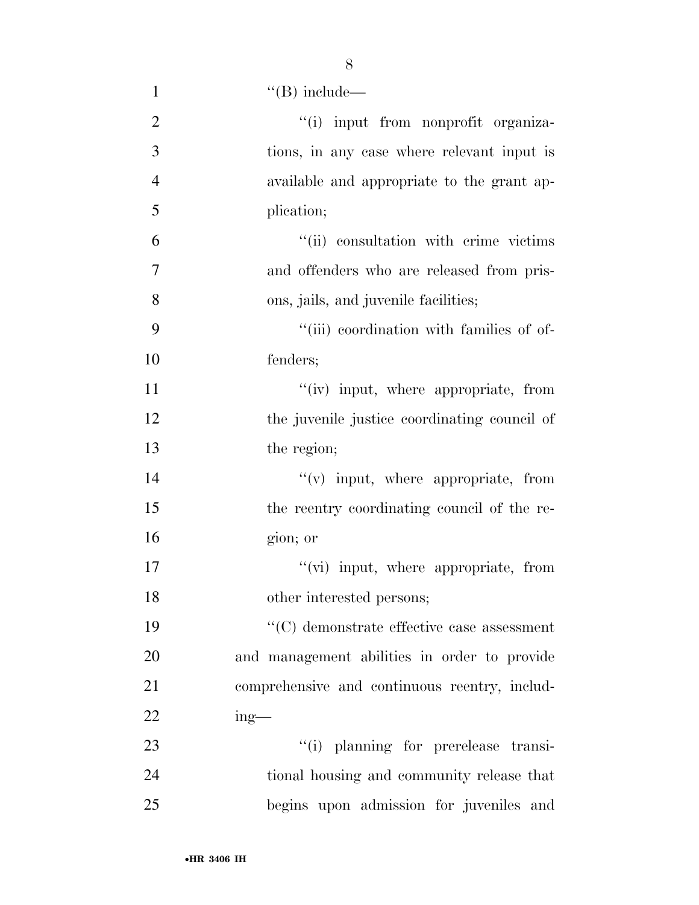"(B) include—

"(i) input from nonprofit organizations, in any case where relevant input is available and appropriate to the grant application;

"(ii) consultation with crime victims and offenders who are released from prisons, jails, and juvenile facilities;

"(iii) coordination with families of offenders;

"(iv) input, where appropriate, from the juvenile justice coordinating council of the region;

"(v) input, where appropriate, from the reentry coordinating council of the region; or

"(vi) input, where appropriate, from other interested persons;

"(C) demonstrate effective case assessment and management abilities in order to provide comprehensive and continuous reentry, including—

"(i) planning for prerelease transitional housing and community release that begins upon admission for juveniles and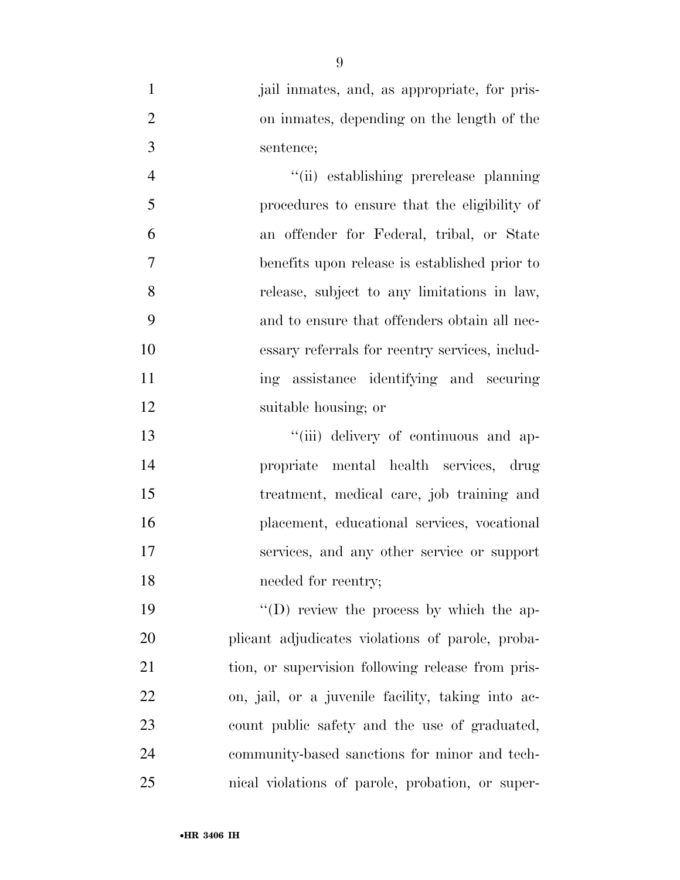jail inmates, and, as appropriate, for prison inmates, depending on the length of the sentence;

''(ii) establishing prerelease planning procedures to ensure that the eligibility of an offender for Federal, tribal, or State benefits upon release is established prior to release, subject to any limitations in law, and to ensure that offenders obtain all necessary referrals for reentry services, including assistance identifying and securing suitable housing; or

''(iii) delivery of continuous and appropriate mental health services, drug treatment, medical care, job training and placement, educational services, vocational services, and any other service or support needed for reentry;

''(D) review the process by which the applicant adjudicates violations of parole, probation, or supervision following release from prison, jail, or a juvenile facility, taking into account public safety and the use of graduated, community-based sanctions for minor and technical violations of parole, probation, or super-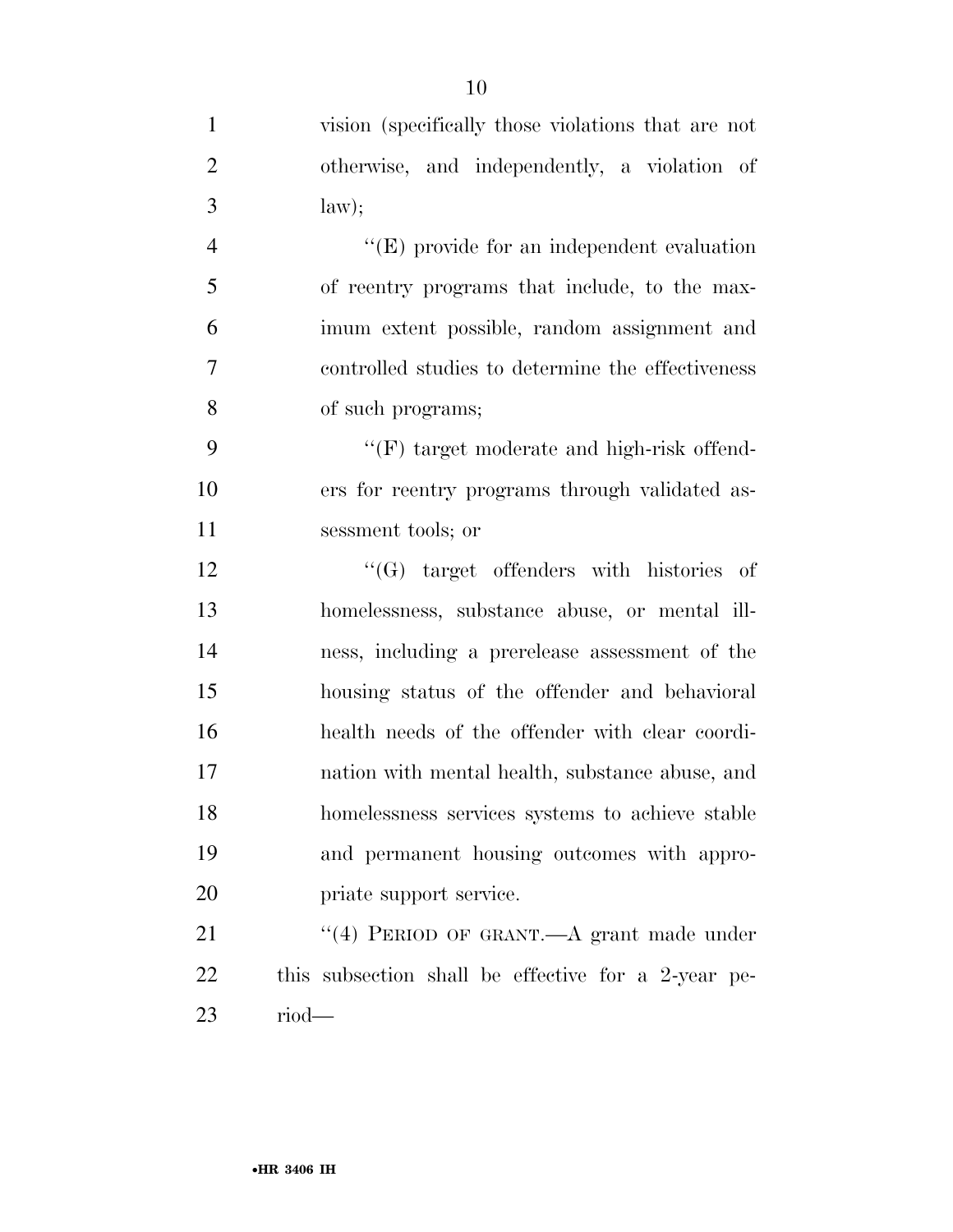vision (specifically those violations that are not otherwise, and independently, a violation of law);

''(E) provide for an independent evaluation of reentry programs that include, to the maximum extent possible, random assignment and controlled studies to determine the effectiveness of such programs;

''(F) target moderate and high-risk offenders for reentry programs through validated assessment tools; or

''(G) target offenders with histories of homelessness, substance abuse, or mental illness, including a prerelease assessment of the housing status of the offender and behavioral health needs of the offender with clear coordination with mental health, substance abuse, and homelessness services systems to achieve stable and permanent housing outcomes with appropriate support service.

''(4) PERIOD OF GRANT.—A grant made under this subsection shall be effective for a 2-year period—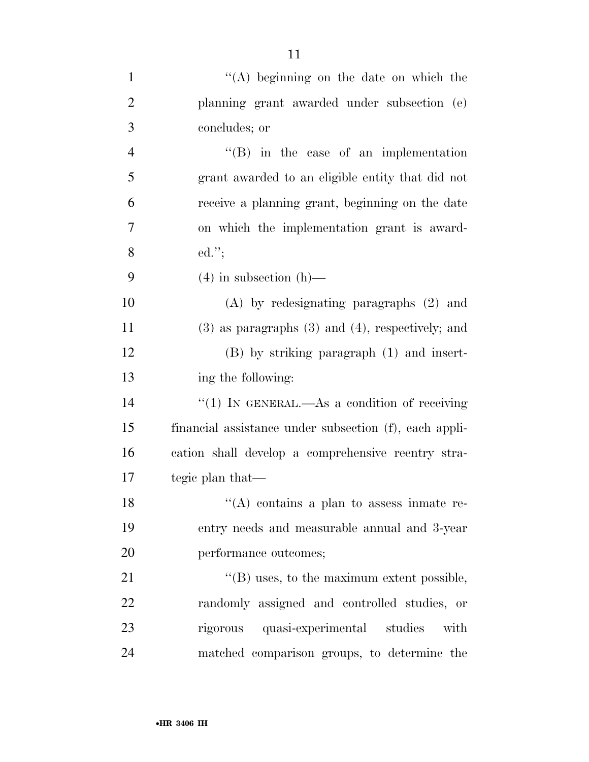''(A) beginning on the date on which the planning grant awarded under subsection (e) concludes; or

''(B) in the case of an implementation grant awarded to an eligible entity that did not receive a planning grant, beginning on the date on which the implementation grant is awarded.'';

(4) in subsection (h)—

(A) by redesignating paragraphs (2) and (3) as paragraphs (3) and (4), respectively; and

(B) by striking paragraph (1) and inserting the following:

''(1) IN GENERAL.—As a condition of receiving financial assistance under subsection (f), each application shall develop a comprehensive reentry strategic plan that—

''(A) contains a plan to assess inmate reentry needs and measurable annual and 3-year performance outcomes;

''(B) uses, to the maximum extent possible, randomly assigned and controlled studies, or rigorous quasi-experimental studies with matched comparison groups, to determine the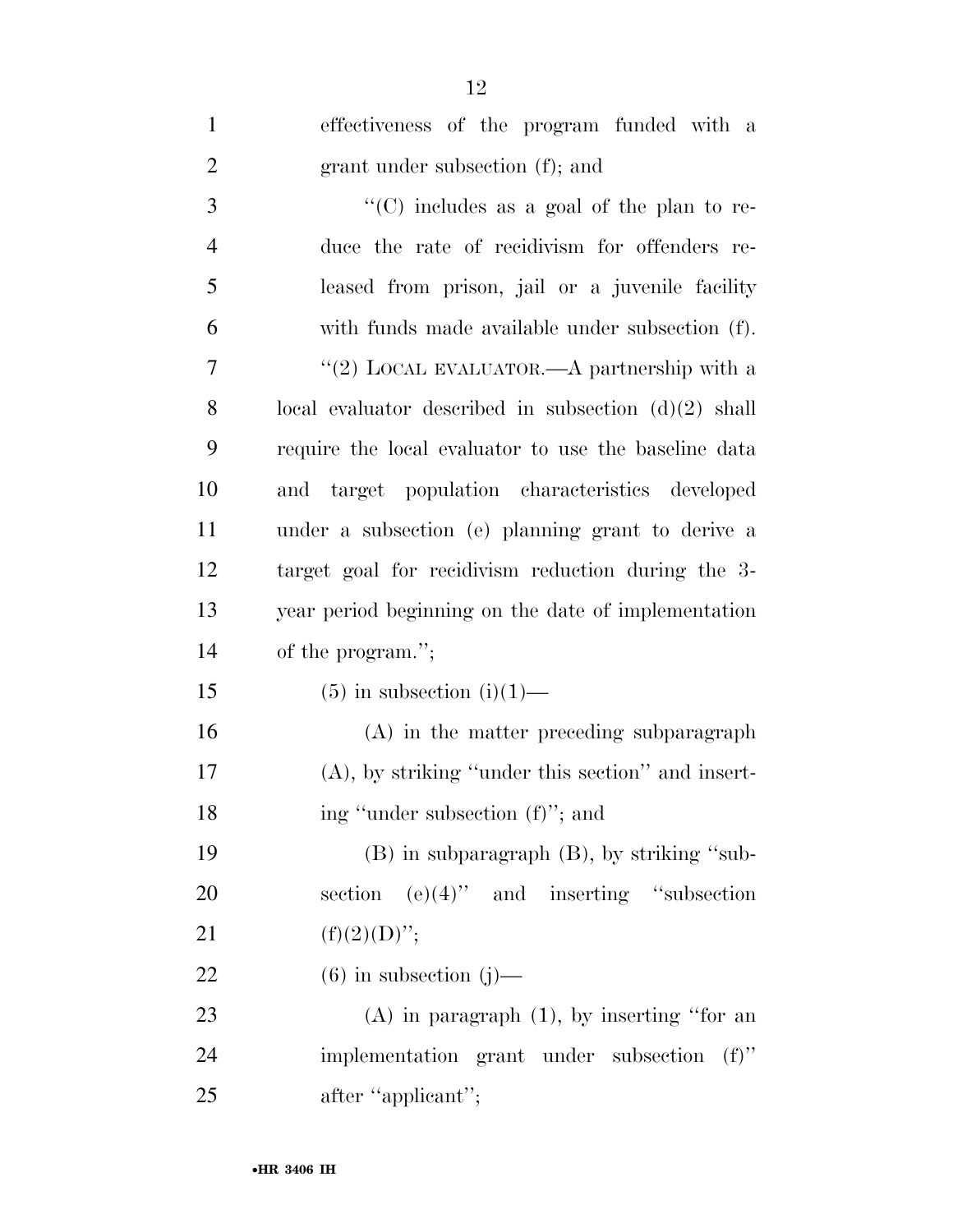effectiveness of the program funded with a grant under subsection (f); and

"(C) includes as a goal of the plan to reduce the rate of recidivism for offenders released from prison, jail or a juvenile facility with funds made available under subsection (f).

"(2) LOCAL EVALUATOR.—A partnership with a local evaluator described in subsection (d)(2) shall require the local evaluator to use the baseline data and target population characteristics developed under a subsection (e) planning grant to derive a target goal for recidivism reduction during the 3-year period beginning on the date of implementation of the program.";

(5) in subsection (i)(1)—

(A) in the matter preceding subparagraph (A), by striking "under this section" and inserting "under subsection (f)"; and

(B) in subparagraph (B), by striking "subsection (e)(4)" and inserting "subsection (f)(2)(D)";

(6) in subsection (j)—

(A) in paragraph (1), by inserting "for an implementation grant under subsection (f)" after "applicant";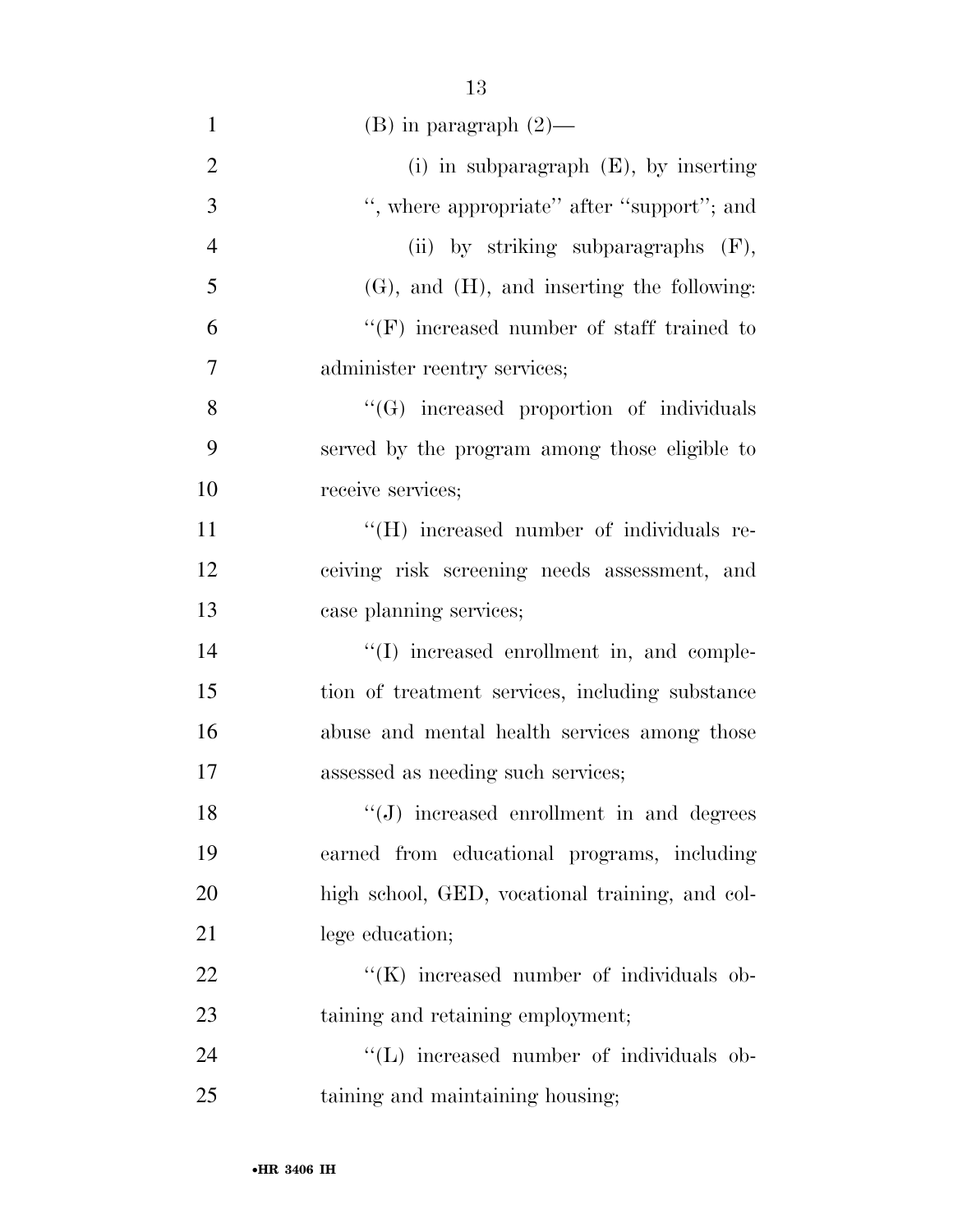(B) in paragraph (2)—

(i) in subparagraph (E), by inserting ", where appropriate" after "support"; and

(ii) by striking subparagraphs (F), (G), and (H), and inserting the following:

"(F) increased number of staff trained to administer reentry services;

"(G) increased proportion of individuals served by the program among those eligible to receive services;

"(H) increased number of individuals receiving risk screening needs assessment, and case planning services;

"(I) increased enrollment in, and completion of treatment services, including substance abuse and mental health services among those assessed as needing such services;

"(J) increased enrollment in and degrees earned from educational programs, including high school, GED, vocational training, and college education;

"(K) increased number of individuals obtaining and retaining employment;

"(L) increased number of individuals obtaining and maintaining housing;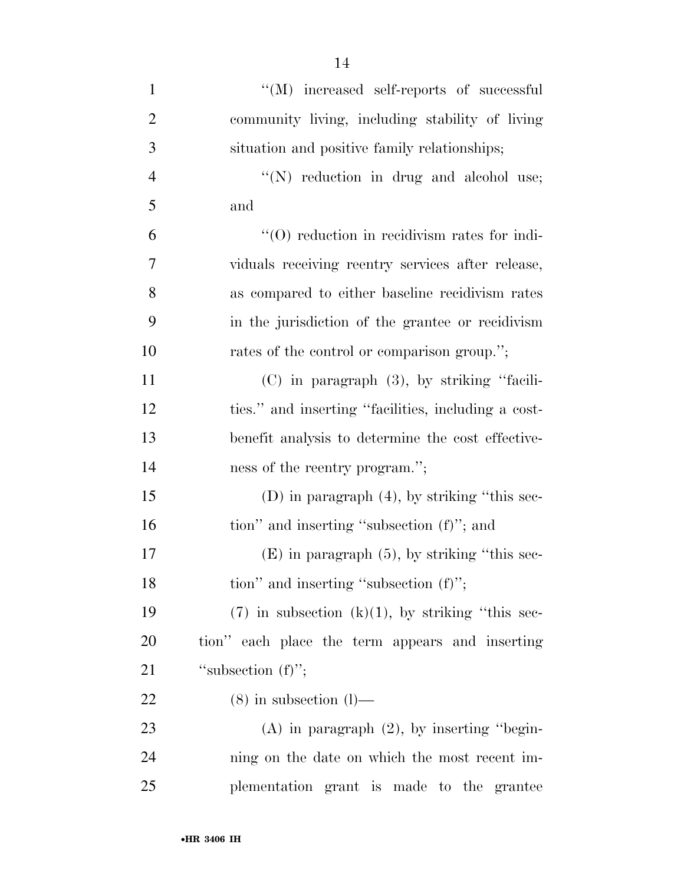"(M) increased self-reports of successful community living, including stability of living situation and positive family relationships;

"(N) reduction in drug and alcohol use; and

"(O) reduction in recidivism rates for individuals receiving reentry services after release, as compared to either baseline recidivism rates in the jurisdiction of the grantee or recidivism rates of the control or comparison group.";

(C) in paragraph (3), by striking "facilities." and inserting "facilities, including a cost-benefit analysis to determine the cost effectiveness of the reentry program.";

(D) in paragraph (4), by striking "this section" and inserting "subsection (f)"; and

(E) in paragraph (5), by striking "this section" and inserting "subsection (f)";

(7) in subsection (k)(1), by striking "this section" each place the term appears and inserting "subsection (f)";

(8) in subsection (l)—

(A) in paragraph (2), by inserting "beginning on the date on which the most recent implementation grant is made to the grantee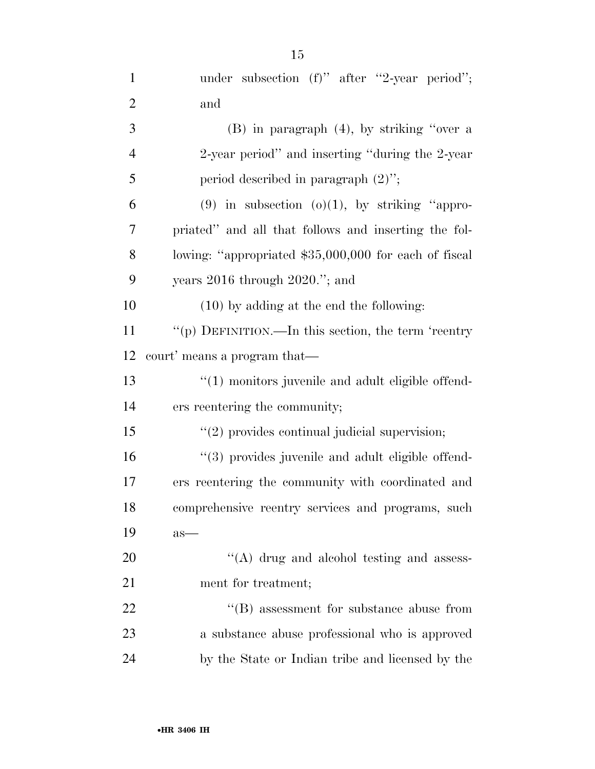under subsection (f)'' after ''2-year period''; and

(B) in paragraph (4), by striking ''over a 2-year period'' and inserting ''during the 2-year period described in paragraph (2)'';

(9) in subsection (o)(1), by striking ''appropriated'' and all that follows and inserting the following: ''appropriated $35,000,000 for each of fiscal years 2016 through 2020.''; and

(10) by adding at the end the following:

''(p) DEFINITION.—In this section, the term 'reentry court' means a program that—

''(1) monitors juvenile and adult eligible offenders reentering the community;

''(2) provides continual judicial supervision;

''(3) provides juvenile and adult eligible offenders reentering the community with coordinated and comprehensive reentry services and programs, such as—

''(A) drug and alcohol testing and assessment for treatment;

''(B) assessment for substance abuse from a substance abuse professional who is approved by the State or Indian tribe and licensed by the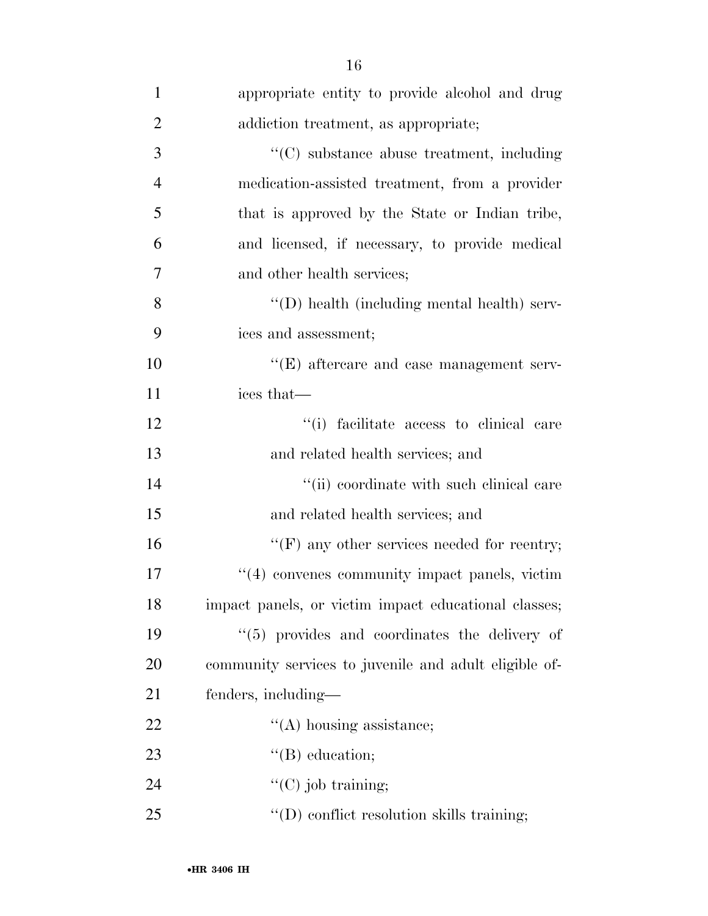appropriate entity to provide alcohol and drug addiction treatment, as appropriate;

''(C) substance abuse treatment, including medication-assisted treatment, from a provider that is approved by the State or Indian tribe, and licensed, if necessary, to provide medical and other health services;

''(D) health (including mental health) services and assessment;

''(E) aftercare and case management services that—

''(i) facilitate access to clinical care and related health services; and

''(ii) coordinate with such clinical care and related health services; and

''(F) any other services needed for reentry;

''(4) convenes community impact panels, victim impact panels, or victim impact educational classes;

''(5) provides and coordinates the delivery of community services to juvenile and adult eligible offenders, including—

''(A) housing assistance;

''(B) education;

''(C) job training;

''(D) conflict resolution skills training;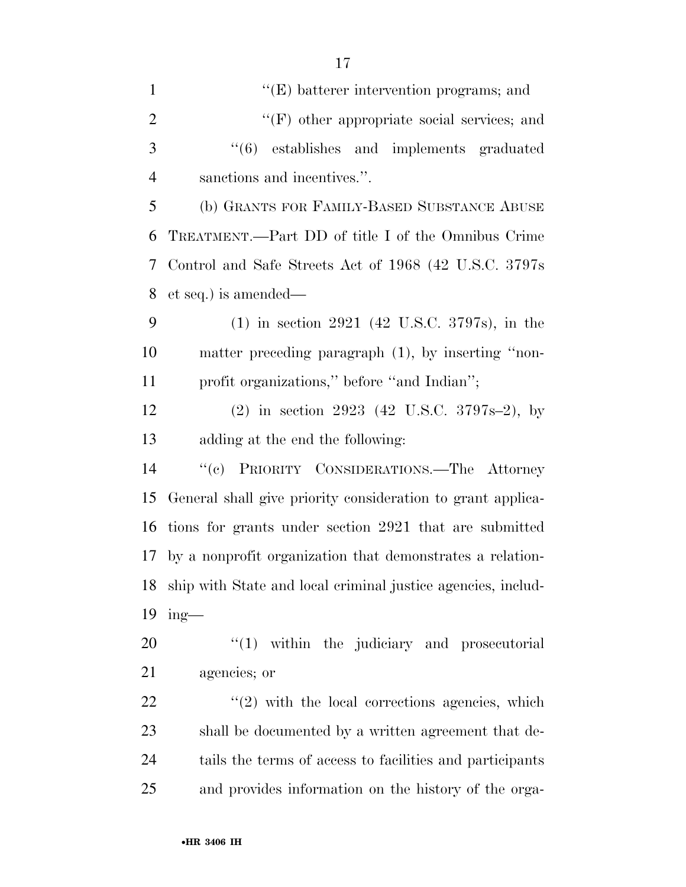''(E) batterer intervention programs; and

''(F) other appropriate social services; and

''(6) establishes and implements graduated sanctions and incentives.''.

(b) GRANTS FOR FAMILY-BASED SUBSTANCE ABUSE TREATMENT.—Part DD of title I of the Omnibus Crime Control and Safe Streets Act of 1968 (42 U.S.C. 3797s et seq.) is amended—

(1) in section 2921 (42 U.S.C. 3797s), in the matter preceding paragraph (1), by inserting ''nonprofit organizations,'' before ''and Indian'';

(2) in section 2923 (42 U.S.C. 3797s–2), by adding at the end the following:

''(c) PRIORITY CONSIDERATIONS.—The Attorney General shall give priority consideration to grant applications for grants under section 2921 that are submitted by a nonprofit organization that demonstrates a relationship with State and local criminal justice agencies, including—

''(1) within the judiciary and prosecutorial agencies; or

''(2) with the local corrections agencies, which shall be documented by a written agreement that details the terms of access to facilities and participants and provides information on the history of the orga-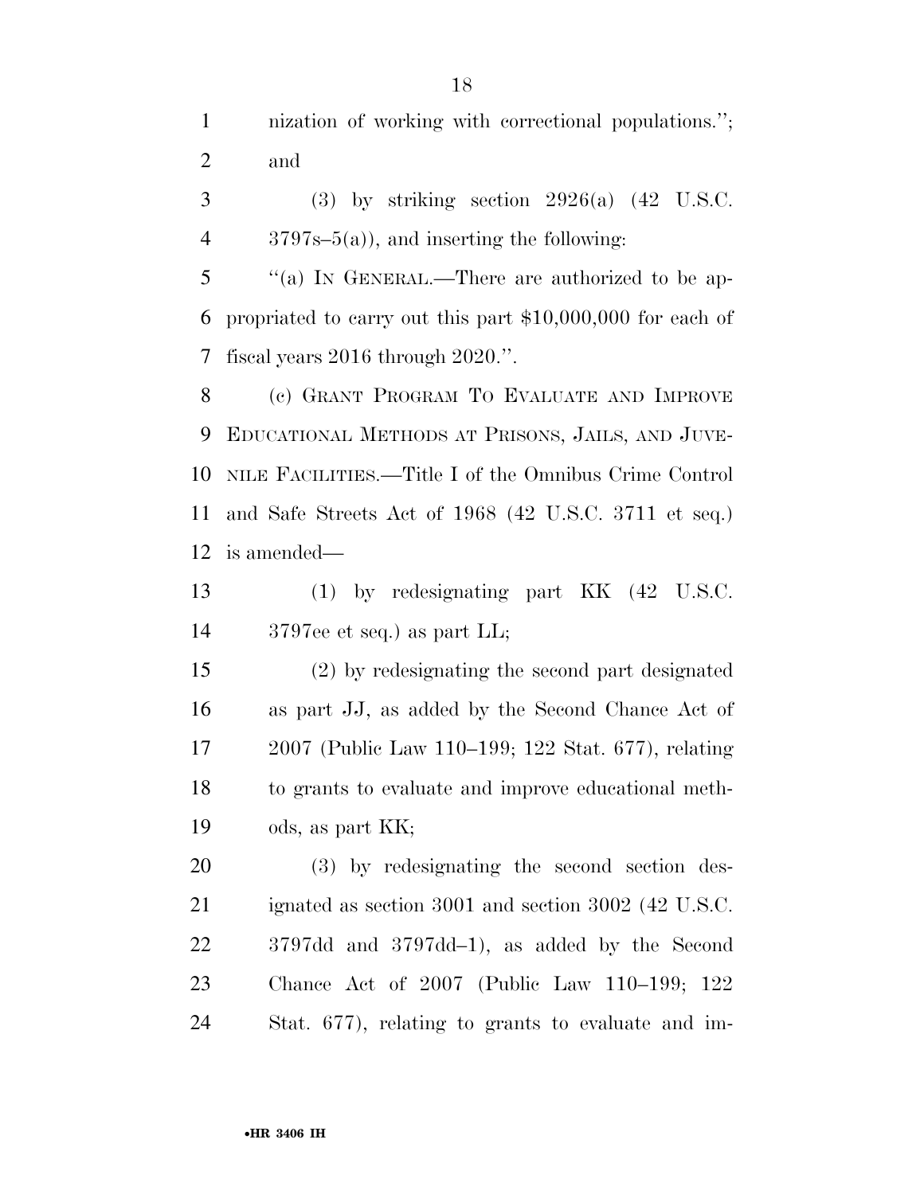nization of working with correctional populations.''; and

(3) by striking section 2926(a) (42 U.S.C. 3797s–5(a)), and inserting the following:

''(a) IN GENERAL.—There are authorized to be appropriated to carry out this part $10,000,000 for each of fiscal years 2016 through 2020.''.

(c) GRANT PROGRAM TO EVALUATE AND IMPROVE EDUCATIONAL METHODS AT PRISONS, JAILS, AND JUVENILE FACILITIES.—Title I of the Omnibus Crime Control and Safe Streets Act of 1968 (42 U.S.C. 3711 et seq.) is amended—

(1) by redesignating part KK (42 U.S.C. 3797ee et seq.) as part LL;

(2) by redesignating the second part designated as part JJ, as added by the Second Chance Act of 2007 (Public Law 110–199; 122 Stat. 677), relating to grants to evaluate and improve educational methods, as part KK;

(3) by redesignating the second section designated as section 3001 and section 3002 (42 U.S.C. 3797dd and 3797dd–1), as added by the Second Chance Act of 2007 (Public Law 110–199; 122 Stat. 677), relating to grants to evaluate and im-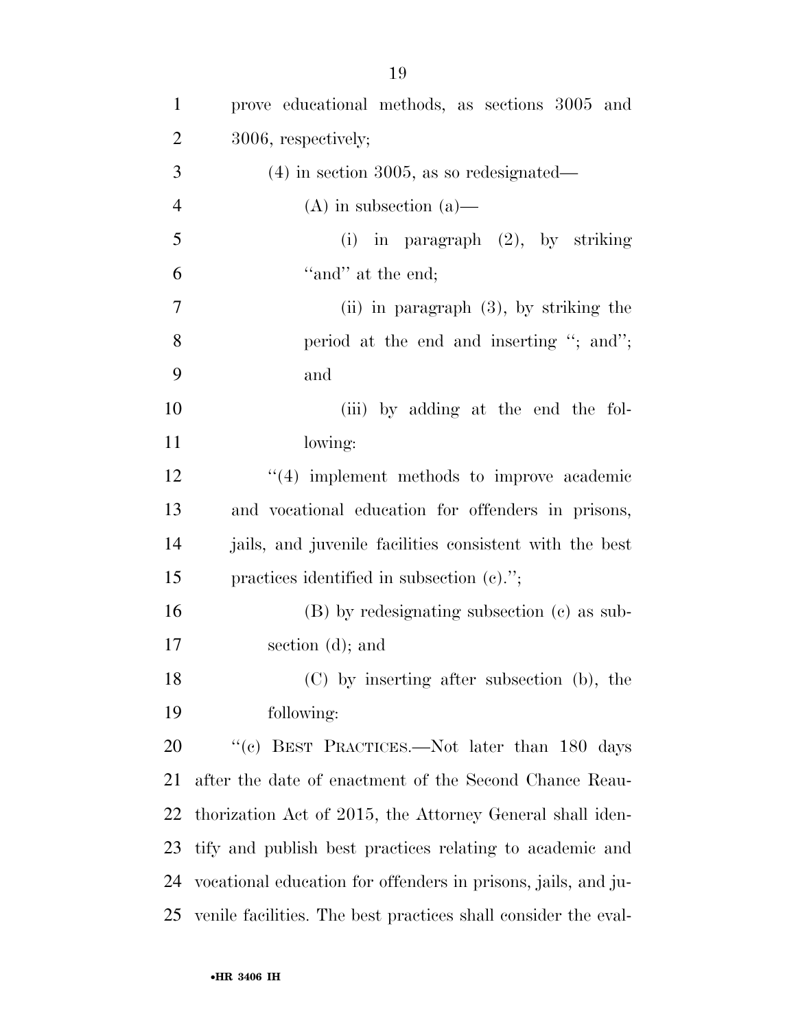prove educational methods, as sections 3005 and 3006, respectively;

(4) in section 3005, as so redesignated—

(A) in subsection (a)—

(i) in paragraph (2), by striking "and" at the end;

(ii) in paragraph (3), by striking the period at the end and inserting "; and"; and

(iii) by adding at the end the following:

"(4) implement methods to improve academic and vocational education for offenders in prisons, jails, and juvenile facilities consistent with the best practices identified in subsection (c).";

(B) by redesignating subsection (c) as subsection (d); and

(C) by inserting after subsection (b), the following:

"(c) BEST PRACTICES.—Not later than 180 days after the date of enactment of the Second Chance Reauthorization Act of 2015, the Attorney General shall identify and publish best practices relating to academic and vocational education for offenders in prisons, jails, and juvenile facilities. The best practices shall consider the eval-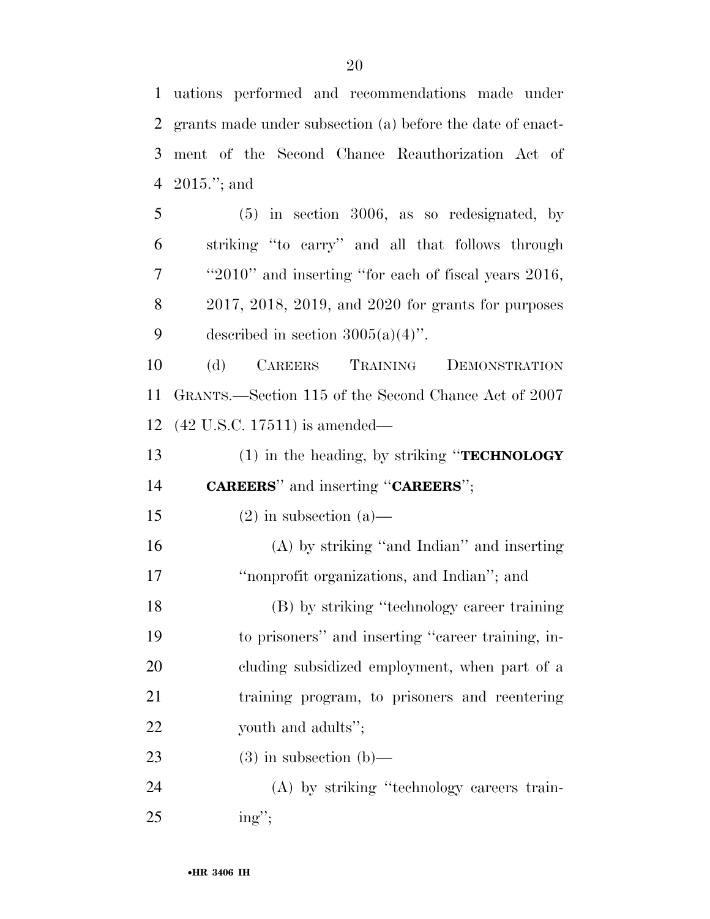uations performed and recommendations made under grants made under subsection (a) before the date of enactment of the Second Chance Reauthorization Act of 2015.''; and

(5) in section 3006, as so redesignated, by striking ''to carry'' and all that follows through ''2010'' and inserting ''for each of fiscal years 2016, 2017, 2018, 2019, and 2020 for grants for purposes described in section 3005(a)(4)''.

(d) CAREERS TRAINING DEMONSTRATION GRANTS.—Section 115 of the Second Chance Act of 2007 (42 U.S.C. 17511) is amended—

(1) in the heading, by striking ''**TECHNOLOGY CAREERS**'' and inserting ''**CAREERS**'';

(2) in subsection (a)—

(A) by striking ''and Indian'' and inserting ''nonprofit organizations, and Indian''; and

(B) by striking ''technology career training to prisoners'' and inserting ''career training, including subsidized employment, when part of a training program, to prisoners and reentering youth and adults'';

(3) in subsection (b)—

(A) by striking ''technology careers training'';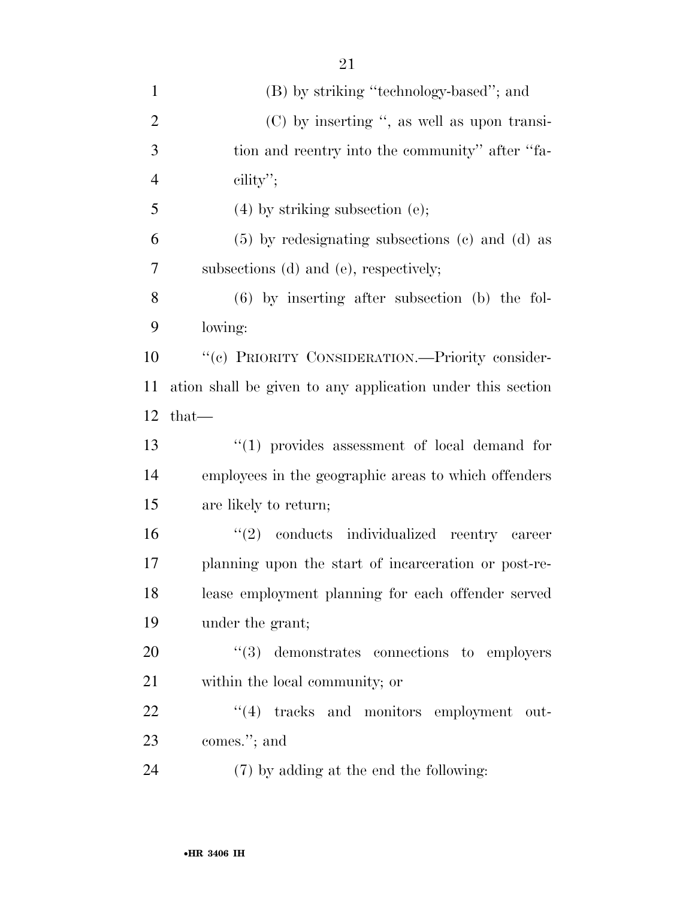(B) by striking ''technology-based''; and

(C) by inserting '', as well as upon transition and reentry into the community'' after ''facility'';

(4) by striking subsection (e);

(5) by redesignating subsections (c) and (d) as subsections (d) and (e), respectively;

(6) by inserting after subsection (b) the following:

''(c) PRIORITY CONSIDERATION.—Priority consideration shall be given to any application under this section that—

''(1) provides assessment of local demand for employees in the geographic areas to which offenders are likely to return;

''(2) conducts individualized reentry career planning upon the start of incarceration or post-release employment planning for each offender served under the grant;

''(3) demonstrates connections to employers within the local community; or

''(4) tracks and monitors employment outcomes.''; and

(7) by adding at the end the following: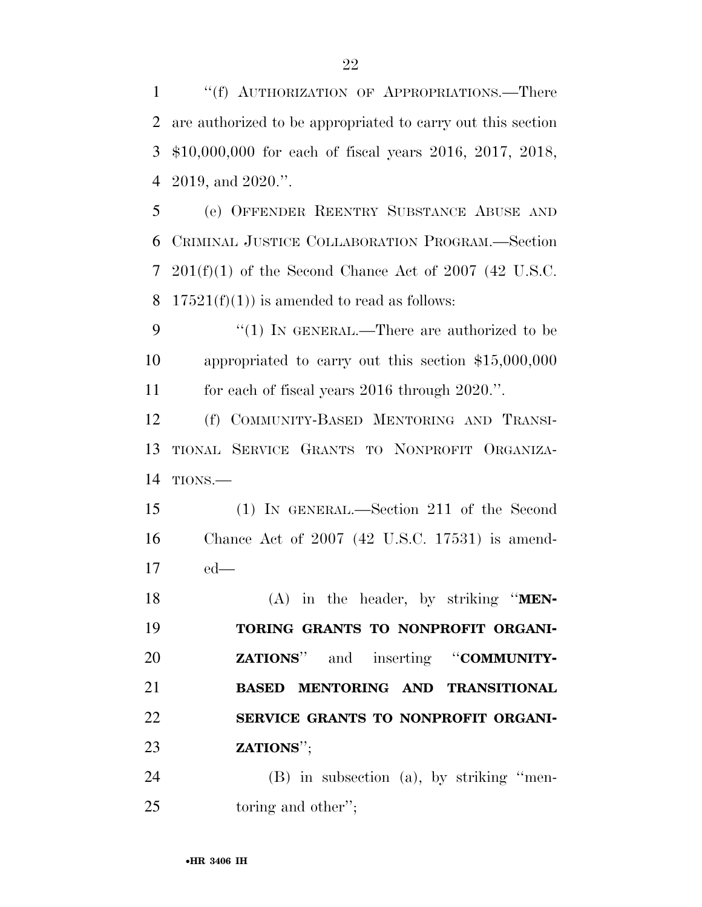"(f) AUTHORIZATION OF APPROPRIATIONS.—There are authorized to be appropriated to carry out this section $10,000,000 for each of fiscal years 2016, 2017, 2018, 2019, and 2020.".

(e) OFFENDER REENTRY SUBSTANCE ABUSE AND CRIMINAL JUSTICE COLLABORATION PROGRAM.—Section 201(f)(1) of the Second Chance Act of 2007 (42 U.S.C. 17521(f)(1)) is amended to read as follows:

"(1) IN GENERAL.—There are authorized to be appropriated to carry out this section $15,000,000 for each of fiscal years 2016 through 2020.".

(f) COMMUNITY-BASED MENTORING AND TRANSITIONAL SERVICE GRANTS TO NONPROFIT ORGANIZATIONS.—

(1) IN GENERAL.—Section 211 of the Second Chance Act of 2007 (42 U.S.C. 17531) is amended—

(A) in the header, by striking "**MENTORING GRANTS TO NONPROFIT ORGANIZATIONS**" and inserting "**COMMUNITY-BASED MENTORING AND TRANSITIONAL SERVICE GRANTS TO NONPROFIT ORGANIZATIONS**";

(B) in subsection (a), by striking "mentoring and other";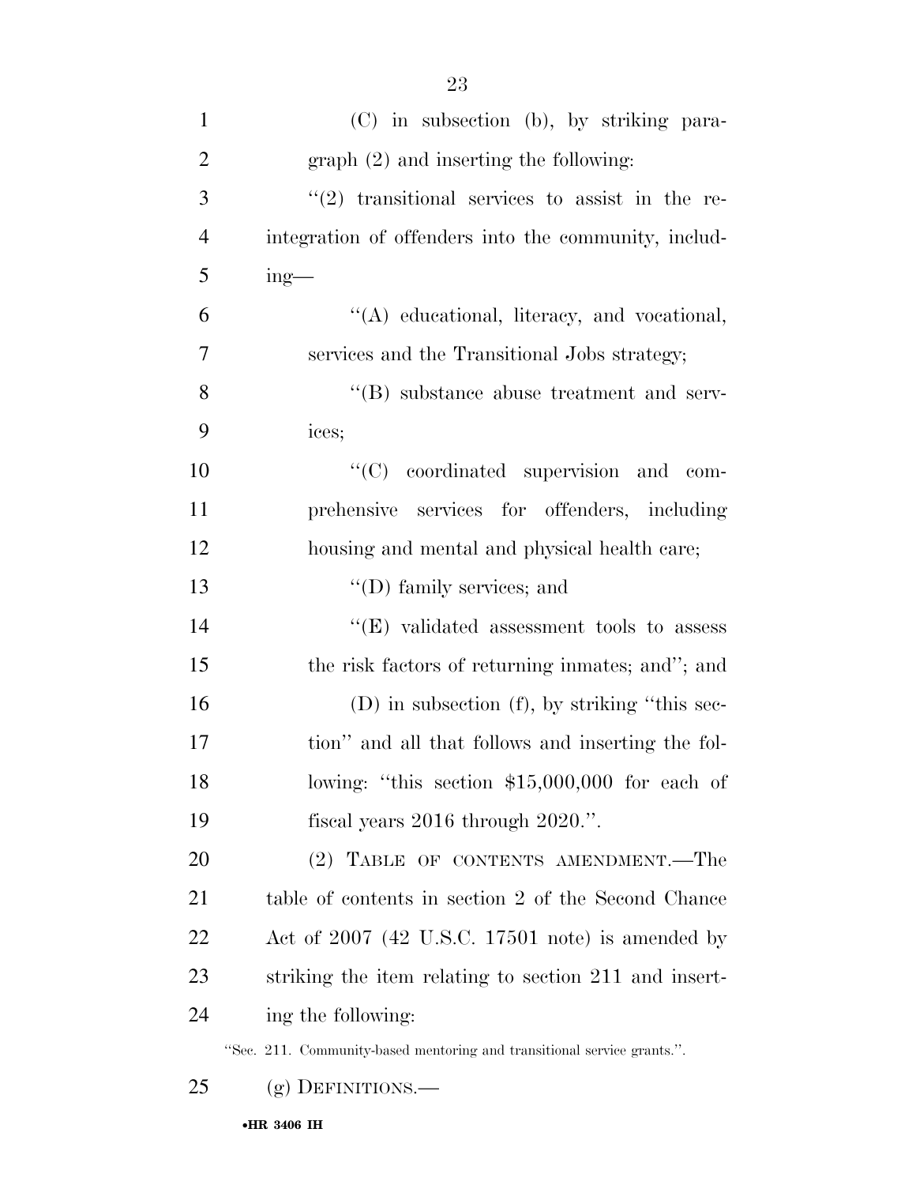(C) in subsection (b), by striking paragraph (2) and inserting the following:

"(2) transitional services to assist in the reintegration of offenders into the community, including—

"(A) educational, literacy, and vocational, services and the Transitional Jobs strategy;

"(B) substance abuse treatment and services;

"(C) coordinated supervision and comprehensive services for offenders, including housing and mental and physical health care;

"(D) family services; and

"(E) validated assessment tools to assess the risk factors of returning inmates; and"; and

(D) in subsection (f), by striking "this section" and all that follows and inserting the following: "this section $15,000,000 for each of fiscal years 2016 through 2020.".

(2) TABLE OF CONTENTS AMENDMENT.—The table of contents in section 2 of the Second Chance Act of 2007 (42 U.S.C. 17501 note) is amended by striking the item relating to section 211 and inserting the following:

"Sec. 211. Community-based mentoring and transitional service grants.".

(g) DEFINITIONS.—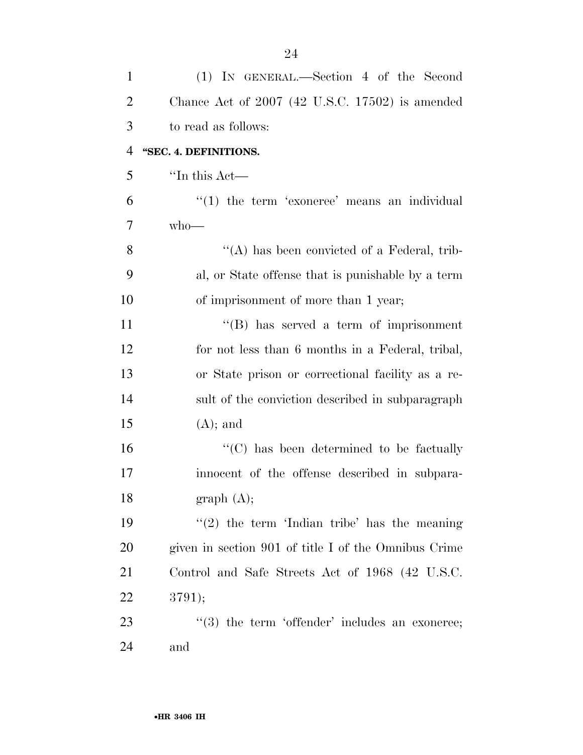(1) IN GENERAL.—Section 4 of the Second Chance Act of 2007 (42 U.S.C. 17502) is amended to read as follows:

**"SEC. 4. DEFINITIONS.**

"In this Act—

"(1) the term 'exoneree' means an individual who—

"(A) has been convicted of a Federal, tribal, or State offense that is punishable by a term of imprisonment of more than 1 year;

"(B) has served a term of imprisonment for not less than 6 months in a Federal, tribal, or State prison or correctional facility as a result of the conviction described in subparagraph (A); and

"(C) has been determined to be factually innocent of the offense described in subparagraph (A);

"(2) the term 'Indian tribe' has the meaning given in section 901 of title I of the Omnibus Crime Control and Safe Streets Act of 1968 (42 U.S.C. 3791);

"(3) the term 'offender' includes an exoneree; and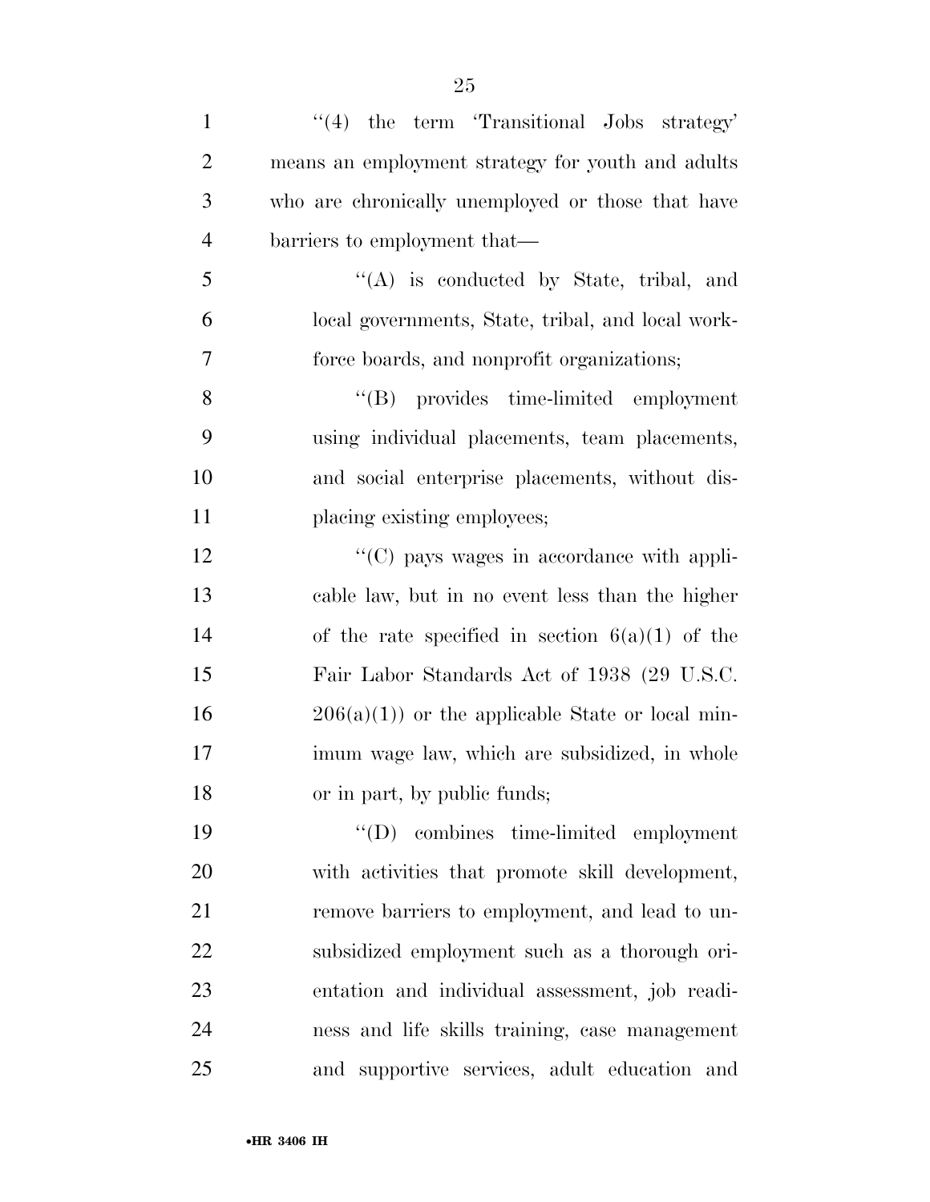''(4) the term 'Transitional Jobs strategy' means an employment strategy for youth and adults who are chronically unemployed or those that have barriers to employment that—

''(A) is conducted by State, tribal, and local governments, State, tribal, and local workforce boards, and nonprofit organizations;

''(B) provides time-limited employment using individual placements, team placements, and social enterprise placements, without displacing existing employees;

''(C) pays wages in accordance with applicable law, but in no event less than the higher of the rate specified in section 6(a)(1) of the Fair Labor Standards Act of 1938 (29 U.S.C. 206(a)(1)) or the applicable State or local minimum wage law, which are subsidized, in whole or in part, by public funds;

''(D) combines time-limited employment with activities that promote skill development, remove barriers to employment, and lead to unsubsidized employment such as a thorough orientation and individual assessment, job readiness and life skills training, case management and supportive services, adult education and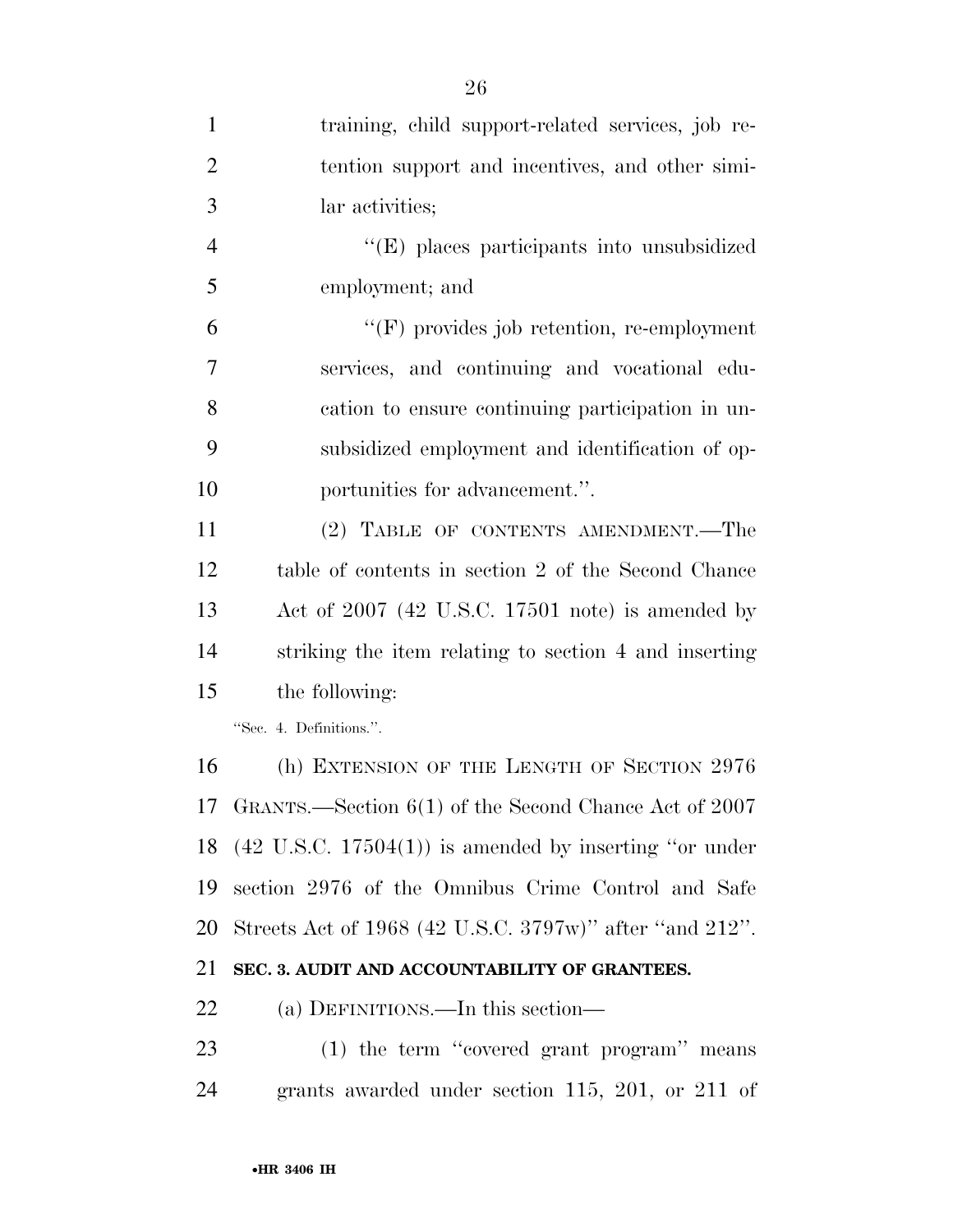training, child support-related services, job retention support and incentives, and other similar activities;

"(E) places participants into unsubsidized employment; and

"(F) provides job retention, re-employment services, and continuing and vocational education to ensure continuing participation in unsubsidized employment and identification of opportunities for advancement.".

(2) TABLE OF CONTENTS AMENDMENT.—The table of contents in section 2 of the Second Chance Act of 2007 (42 U.S.C. 17501 note) is amended by striking the item relating to section 4 and inserting the following:

"Sec. 4. Definitions.".

(h) EXTENSION OF THE LENGTH OF SECTION 2976 GRANTS.—Section 6(1) of the Second Chance Act of 2007 (42 U.S.C. 17504(1)) is amended by inserting "or under section 2976 of the Omnibus Crime Control and Safe Streets Act of 1968 (42 U.S.C. 3797w)" after "and 212".

**SEC. 3. AUDIT AND ACCOUNTABILITY OF GRANTEES.**

(a) DEFINITIONS.—In this section—

(1) the term "covered grant program" means grants awarded under section 115, 201, or 211 of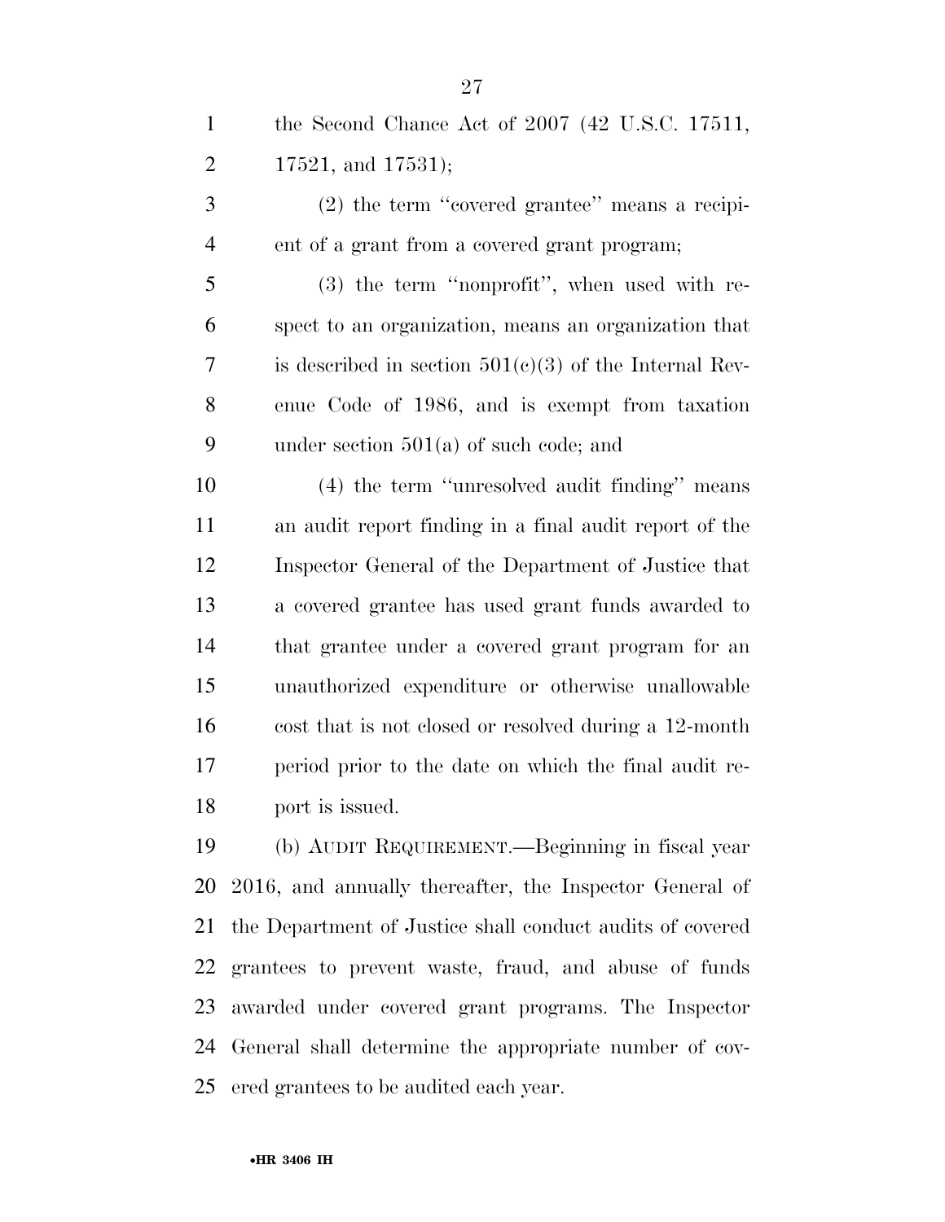the Second Chance Act of 2007 (42 U.S.C. 17511, 17521, and 17531);

(2) the term ''covered grantee'' means a recipient of a grant from a covered grant program;

(3) the term ''nonprofit'', when used with respect to an organization, means an organization that is described in section 501(c)(3) of the Internal Revenue Code of 1986, and is exempt from taxation under section 501(a) of such code; and

(4) the term ''unresolved audit finding'' means an audit report finding in a final audit report of the Inspector General of the Department of Justice that a covered grantee has used grant funds awarded to that grantee under a covered grant program for an unauthorized expenditure or otherwise unallowable cost that is not closed or resolved during a 12-month period prior to the date on which the final audit report is issued.

(b) AUDIT REQUIREMENT.—Beginning in fiscal year 2016, and annually thereafter, the Inspector General of the Department of Justice shall conduct audits of covered grantees to prevent waste, fraud, and abuse of funds awarded under covered grant programs. The Inspector General shall determine the appropriate number of covered grantees to be audited each year.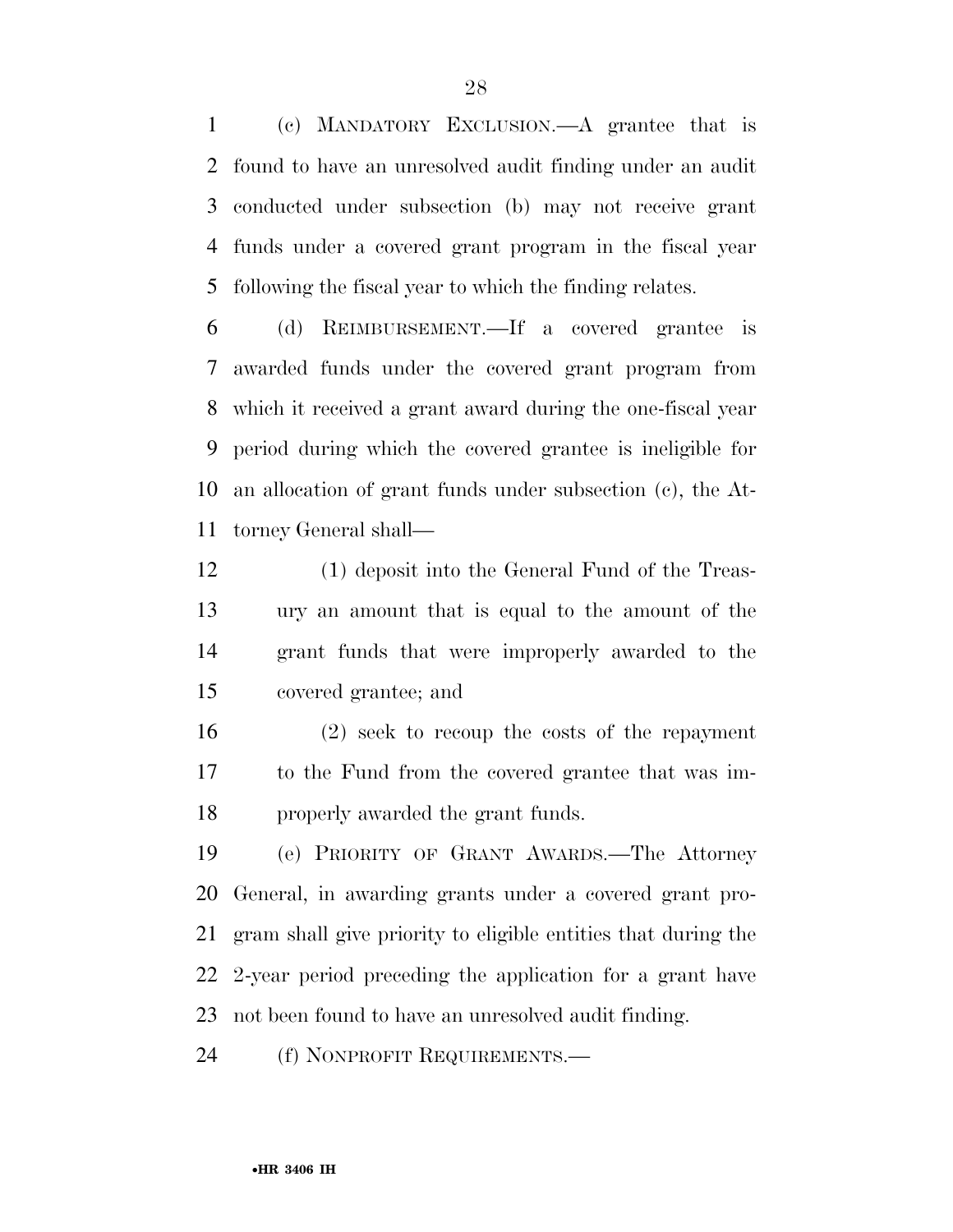(c) MANDATORY EXCLUSION.—A grantee that is found to have an unresolved audit finding under an audit conducted under subsection (b) may not receive grant funds under a covered grant program in the fiscal year following the fiscal year to which the finding relates.

(d) REIMBURSEMENT.—If a covered grantee is awarded funds under the covered grant program from which it received a grant award during the one-fiscal year period during which the covered grantee is ineligible for an allocation of grant funds under subsection (c), the Attorney General shall—

(1) deposit into the General Fund of the Treasury an amount that is equal to the amount of the grant funds that were improperly awarded to the covered grantee; and

(2) seek to recoup the costs of the repayment to the Fund from the covered grantee that was improperly awarded the grant funds.

(e) PRIORITY OF GRANT AWARDS.—The Attorney General, in awarding grants under a covered grant program shall give priority to eligible entities that during the 2-year period preceding the application for a grant have not been found to have an unresolved audit finding.

(f) NONPROFIT REQUIREMENTS.—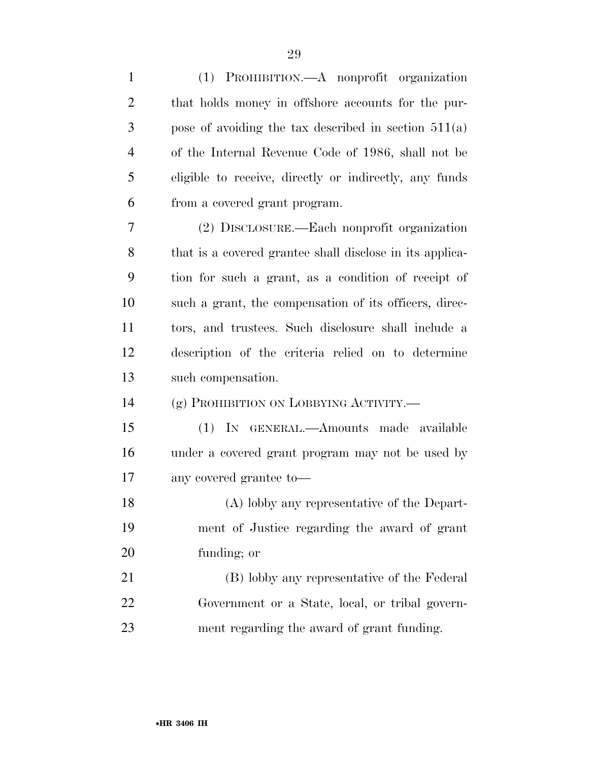(1) PROHIBITION.—A nonprofit organization that holds money in offshore accounts for the purpose of avoiding the tax described in section 511(a) of the Internal Revenue Code of 1986, shall not be eligible to receive, directly or indirectly, any funds from a covered grant program.

(2) DISCLOSURE.—Each nonprofit organization that is a covered grantee shall disclose in its application for such a grant, as a condition of receipt of such a grant, the compensation of its officers, directors, and trustees. Such disclosure shall include a description of the criteria relied on to determine such compensation.

(g) PROHIBITION ON LOBBYING ACTIVITY.—

(1) IN GENERAL.—Amounts made available under a covered grant program may not be used by any covered grantee to—

(A) lobby any representative of the Department of Justice regarding the award of grant funding; or

(B) lobby any representative of the Federal Government or a State, local, or tribal government regarding the award of grant funding.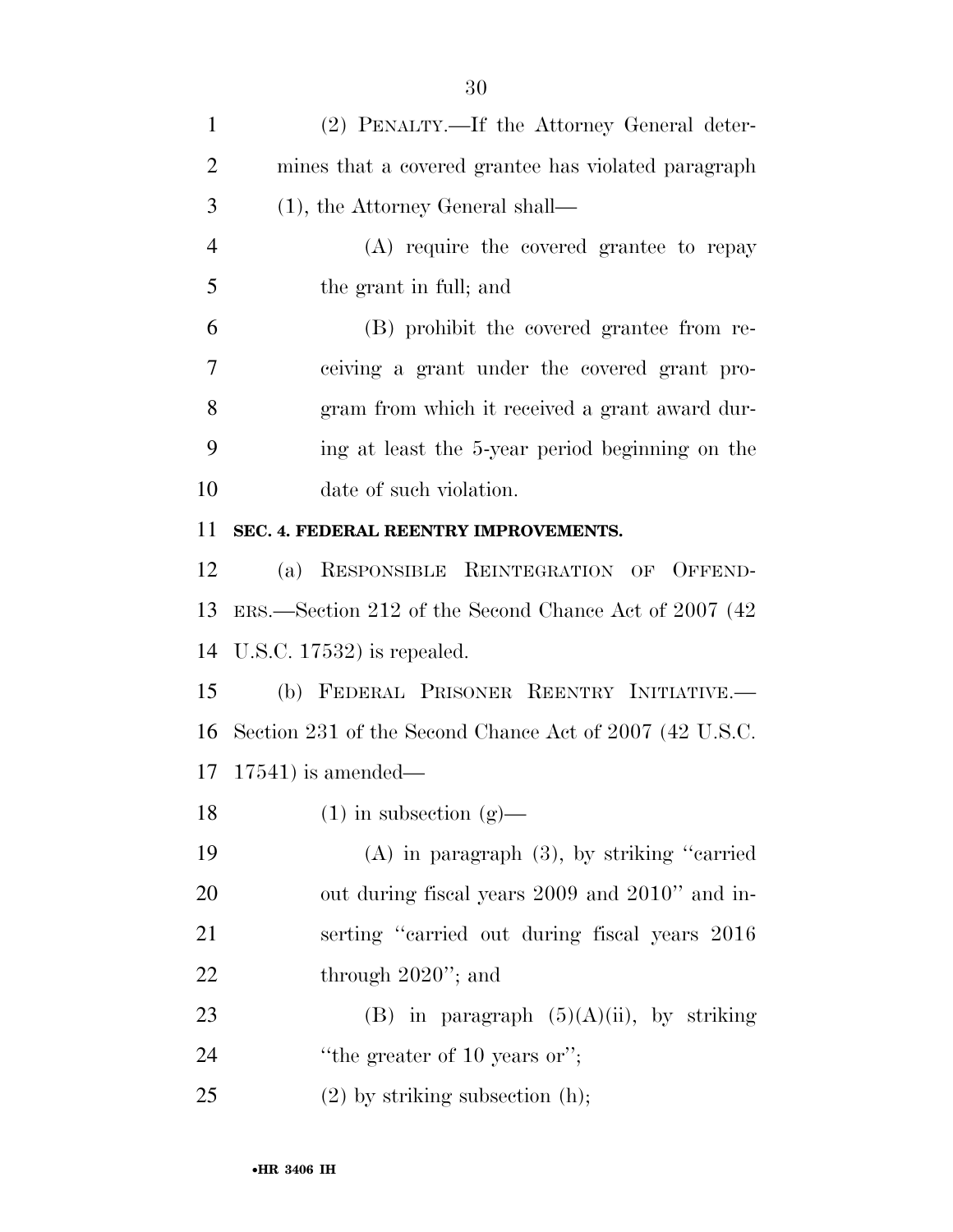(2) PENALTY.—If the Attorney General determines that a covered grantee has violated paragraph (1), the Attorney General shall—

(A) require the covered grantee to repay the grant in full; and

(B) prohibit the covered grantee from receiving a grant under the covered grant program from which it received a grant award during at least the 5-year period beginning on the date of such violation.

**SEC. 4. FEDERAL REENTRY IMPROVEMENTS.**

(a) RESPONSIBLE REINTEGRATION OF OFFENDERS.—Section 212 of the Second Chance Act of 2007 (42 U.S.C. 17532) is repealed.

(b) FEDERAL PRISONER REENTRY INITIATIVE.—Section 231 of the Second Chance Act of 2007 (42 U.S.C. 17541) is amended—

(1) in subsection (g)—

(A) in paragraph (3), by striking "carried out during fiscal years 2009 and 2010" and inserting "carried out during fiscal years 2016 through 2020"; and

(B) in paragraph (5)(A)(ii), by striking "the greater of 10 years or";

(2) by striking subsection (h);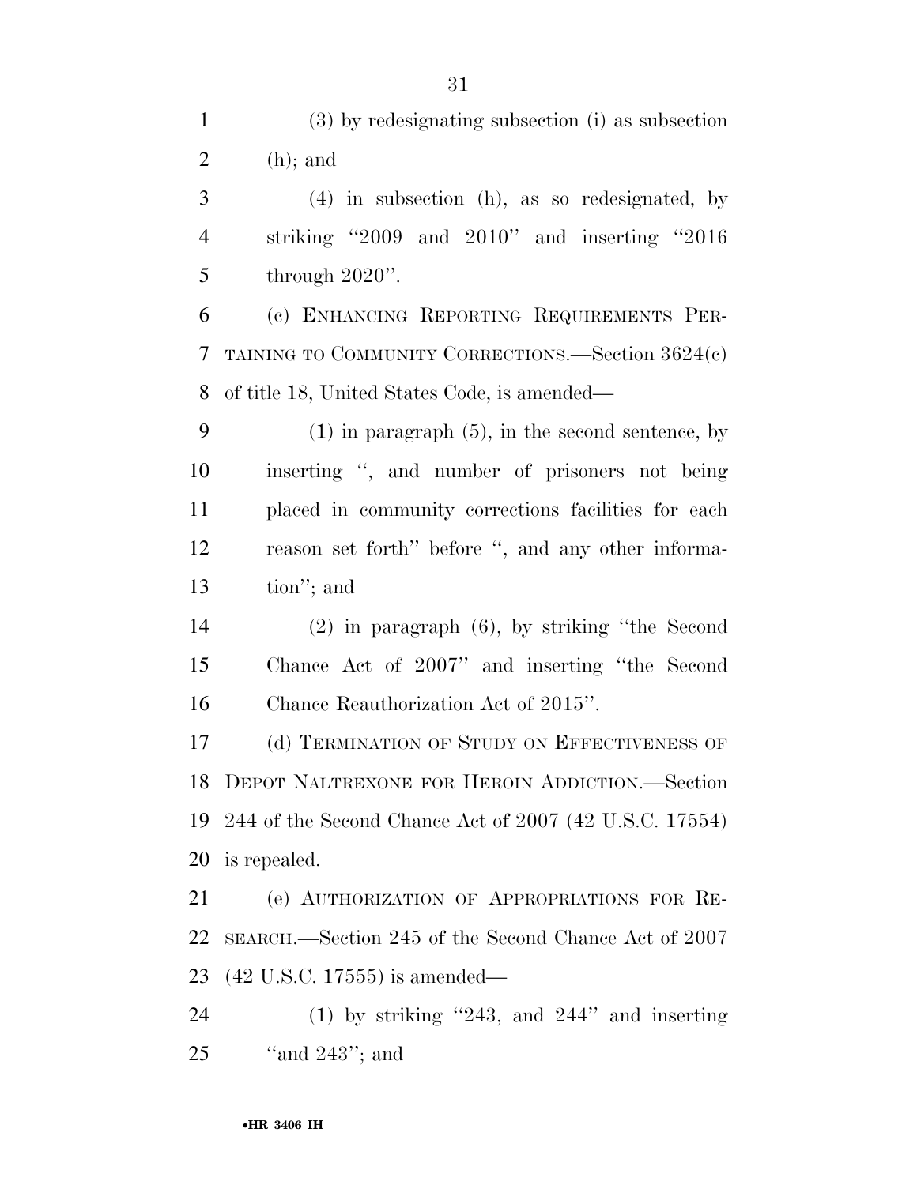(3) by redesignating subsection (i) as subsection (h); and

(4) in subsection (h), as so redesignated, by striking ''2009 and 2010'' and inserting ''2016 through 2020''.

(c) ENHANCING REPORTING REQUIREMENTS PERTAINING TO COMMUNITY CORRECTIONS.—Section 3624(c) of title 18, United States Code, is amended—

(1) in paragraph (5), in the second sentence, by inserting '', and number of prisoners not being placed in community corrections facilities for each reason set forth'' before '', and any other information''; and

(2) in paragraph (6), by striking ''the Second Chance Act of 2007'' and inserting ''the Second Chance Reauthorization Act of 2015''.

(d) TERMINATION OF STUDY ON EFFECTIVENESS OF DEPOT NALTREXONE FOR HEROIN ADDICTION.—Section 244 of the Second Chance Act of 2007 (42 U.S.C. 17554) is repealed.

(e) AUTHORIZATION OF APPROPRIATIONS FOR RESEARCH.—Section 245 of the Second Chance Act of 2007 (42 U.S.C. 17555) is amended—

(1) by striking ''243, and 244'' and inserting ''and 243''; and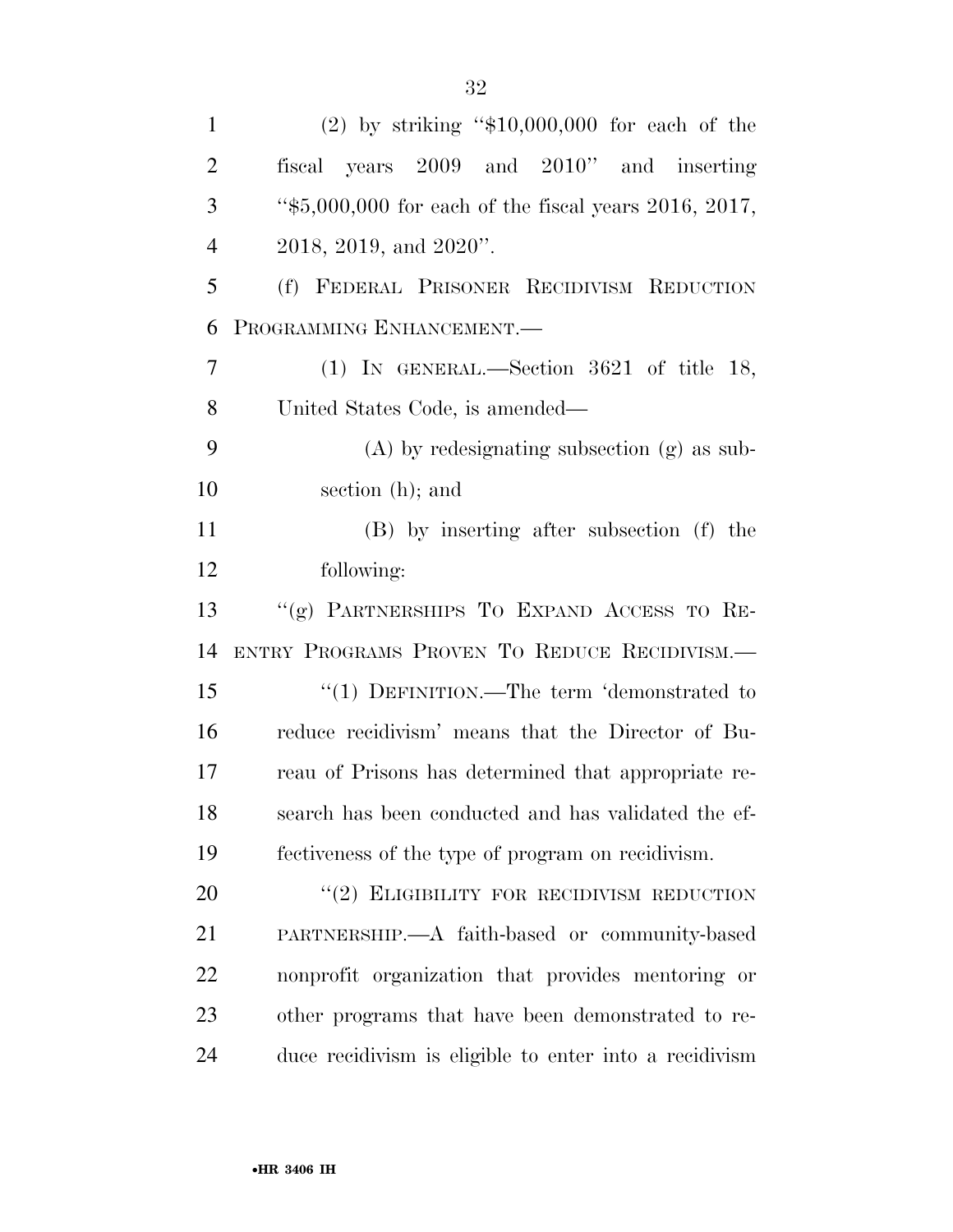(2) by striking "$10,000,000 for each of the fiscal years 2009 and 2010" and inserting "$5,000,000 for each of the fiscal years 2016, 2017, 2018, 2019, and 2020".

(f) FEDERAL PRISONER RECIDIVISM REDUCTION PROGRAMMING ENHANCEMENT.—

(1) IN GENERAL.—Section 3621 of title 18, United States Code, is amended—

(A) by redesignating subsection (g) as subsection (h); and

(B) by inserting after subsection (f) the following:

"(g) PARTNERSHIPS TO EXPAND ACCESS TO REENTRY PROGRAMS PROVEN TO REDUCE RECIDIVISM.—

"(1) DEFINITION.—The term 'demonstrated to reduce recidivism' means that the Director of Bureau of Prisons has determined that appropriate research has been conducted and has validated the effectiveness of the type of program on recidivism.

"(2) ELIGIBILITY FOR RECIDIVISM REDUCTION PARTNERSHIP.—A faith-based or community-based nonprofit organization that provides mentoring or other programs that have been demonstrated to reduce recidivism is eligible to enter into a recidivism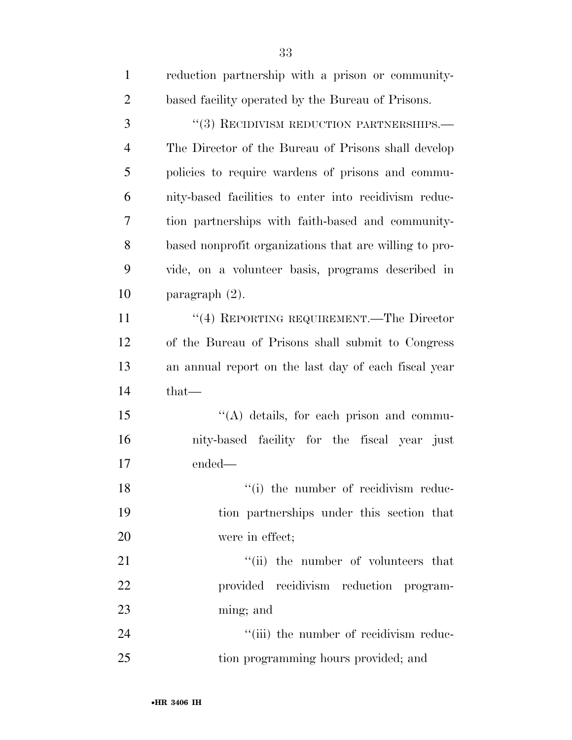reduction partnership with a prison or community-based facility operated by the Bureau of Prisons.

''(3) RECIDIVISM REDUCTION PARTNERSHIPS.—The Director of the Bureau of Prisons shall develop policies to require wardens of prisons and community-based facilities to enter into recidivism reduction partnerships with faith-based and community-based nonprofit organizations that are willing to provide, on a volunteer basis, programs described in paragraph (2).

''(4) REPORTING REQUIREMENT.—The Director of the Bureau of Prisons shall submit to Congress an annual report on the last day of each fiscal year that—

''(A) details, for each prison and community-based facility for the fiscal year just ended—

''(i) the number of recidivism reduction partnerships under this section that were in effect;

''(ii) the number of volunteers that provided recidivism reduction programming; and

''(iii) the number of recidivism reduction programming hours provided; and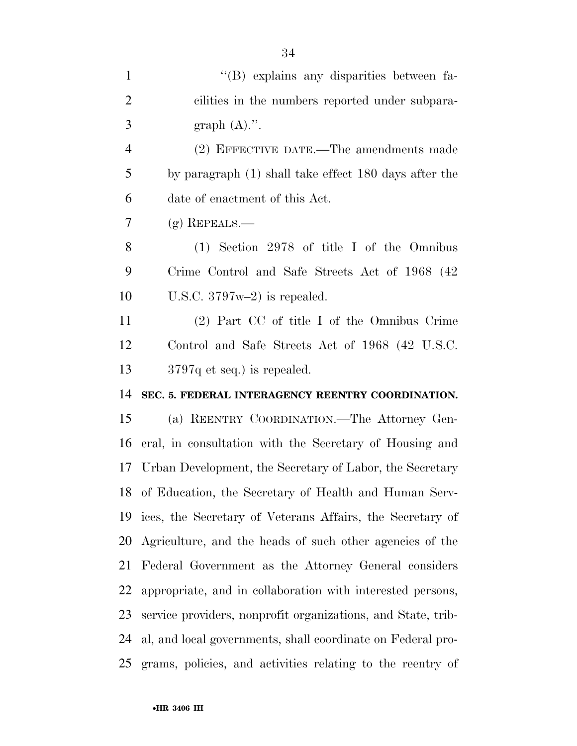"(B) explains any disparities between facilities in the numbers reported under subparagraph (A).".

(2) EFFECTIVE DATE.—The amendments made by paragraph (1) shall take effect 180 days after the date of enactment of this Act.

(g) REPEALS.—

(1) Section 2978 of title I of the Omnibus Crime Control and Safe Streets Act of 1968 (42 U.S.C. 3797w–2) is repealed.

(2) Part CC of title I of the Omnibus Crime Control and Safe Streets Act of 1968 (42 U.S.C. 3797q et seq.) is repealed.

**SEC. 5. FEDERAL INTERAGENCY REENTRY COORDINATION.**

(a) REENTRY COORDINATION.—The Attorney General, in consultation with the Secretary of Housing and Urban Development, the Secretary of Labor, the Secretary of Education, the Secretary of Health and Human Services, the Secretary of Veterans Affairs, the Secretary of Agriculture, and the heads of such other agencies of the Federal Government as the Attorney General considers appropriate, and in collaboration with interested persons, service providers, nonprofit organizations, and State, tribal, and local governments, shall coordinate on Federal programs, policies, and activities relating to the reentry of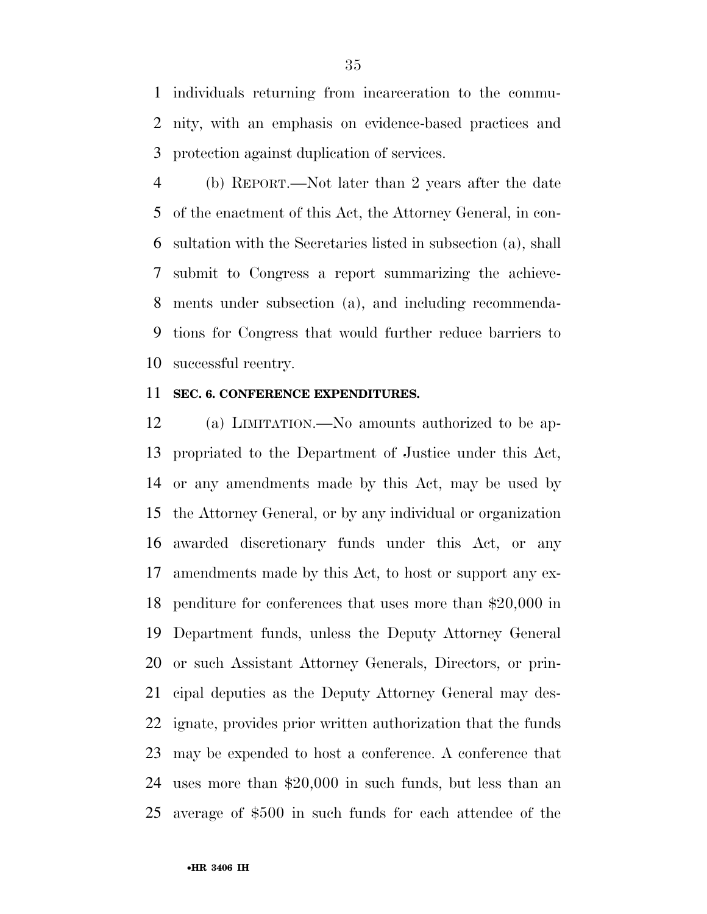individuals returning from incarceration to the community, with an emphasis on evidence-based practices and protection against duplication of services.

(b) REPORT.—Not later than 2 years after the date of the enactment of this Act, the Attorney General, in consultation with the Secretaries listed in subsection (a), shall submit to Congress a report summarizing the achievements under subsection (a), and including recommendations for Congress that would further reduce barriers to successful reentry.

**SEC. 6. CONFERENCE EXPENDITURES.**

(a) LIMITATION.—No amounts authorized to be appropriated to the Department of Justice under this Act, or any amendments made by this Act, may be used by the Attorney General, or by any individual or organization awarded discretionary funds under this Act, or any amendments made by this Act, to host or support any expenditure for conferences that uses more than $20,000 in Department funds, unless the Deputy Attorney General or such Assistant Attorney Generals, Directors, or principal deputies as the Deputy Attorney General may designate, provides prior written authorization that the funds may be expended to host a conference. A conference that uses more than $20,000 in such funds, but less than an average of $500 in such funds for each attendee of the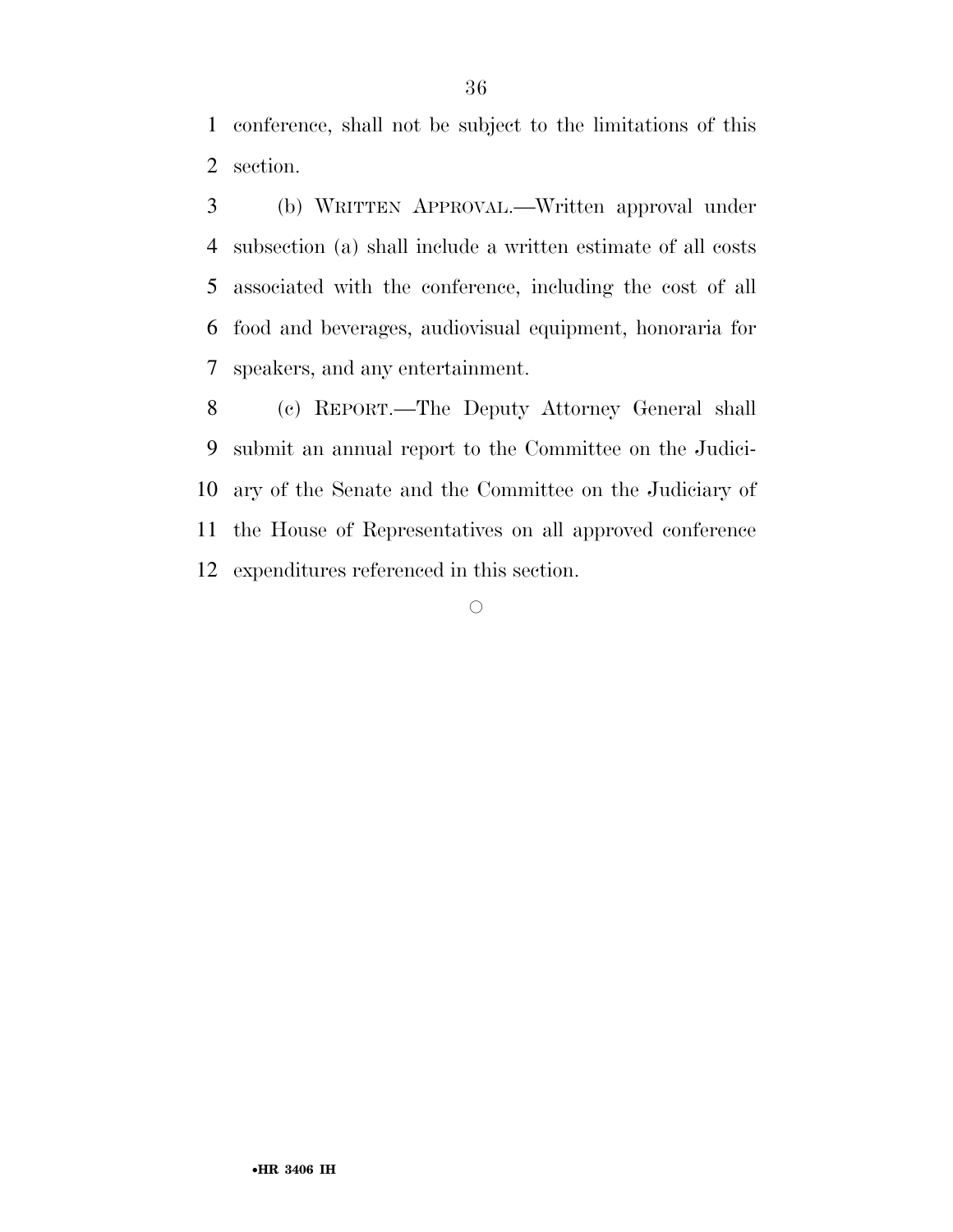conference, shall not be subject to the limitations of this section.

(b) WRITTEN APPROVAL.—Written approval under subsection (a) shall include a written estimate of all costs associated with the conference, including the cost of all food and beverages, audiovisual equipment, honoraria for speakers, and any entertainment.

(c) REPORT.—The Deputy Attorney General shall submit an annual report to the Committee on the Judiciary of the Senate and the Committee on the Judiciary of the House of Representatives on all approved conference expenditures referenced in this section.

○